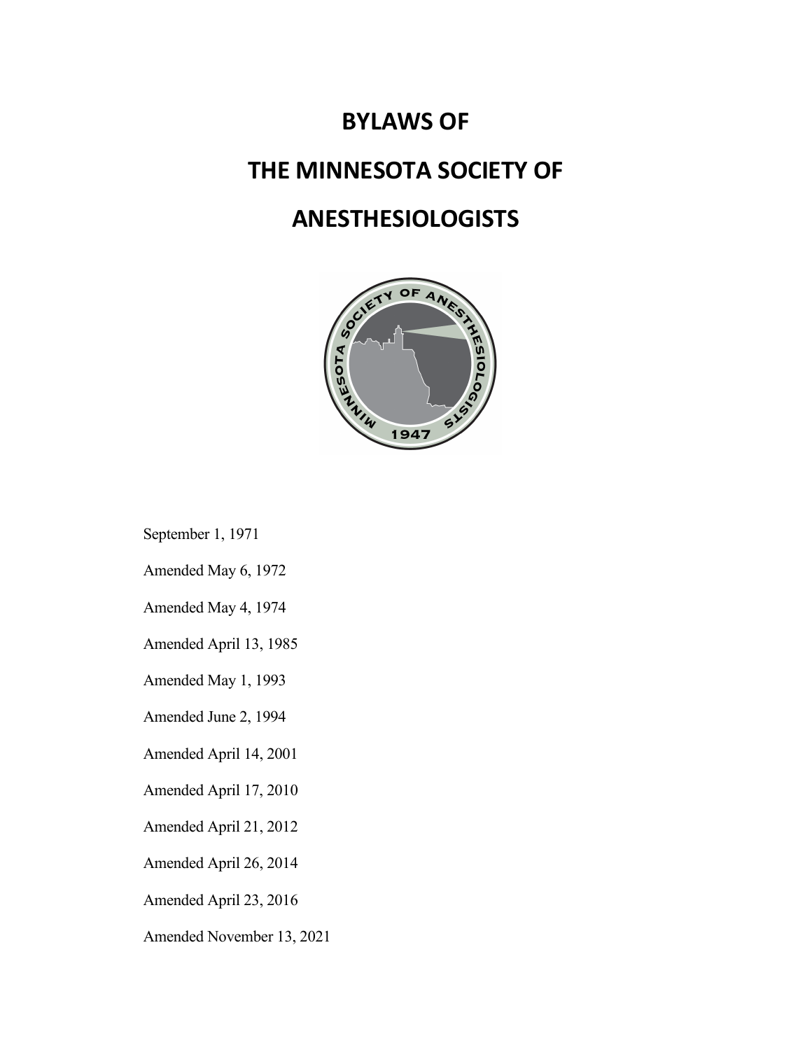# BYLAWS OF

# THE MINNESOTA SOCIETY OF

# ANESTHESIOLOGISTS

September 1, 1971

Amended May 6, 1972

Amended May 4, 1974

Amended April 13, 1985

Amended May 1, 1993

Amended June 2, 1994

Amended April 14, 2001

Amended April 17, 2010

Amended April 21, 2012

Amended April 26, 2014

Amended April 23, 2016

Amended November 13, 2021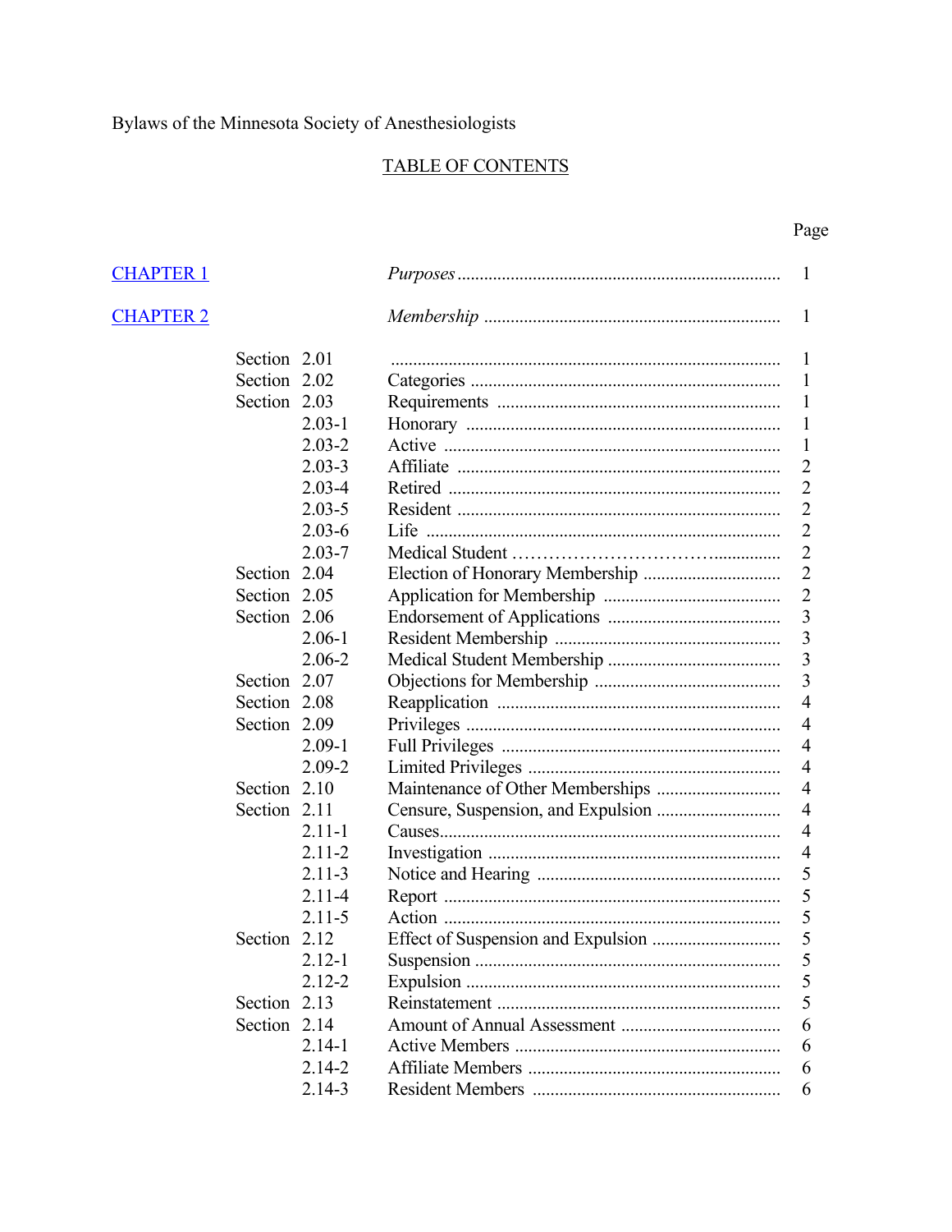Bylaws of the Minnesota Society of Anesthesiologists

## TABLE OF CONTENTS

| | | | Page |
|---|---|---|---|
| CHAPTER 1 | | *Purposes* | 1 |
| CHAPTER 2 | | *Membership* | 1 |
| | Section 2.01 | | 1 |
| | Section 2.02 | Categories | 1 |
| | Section 2.03 | Requirements | 1 |
| | 2.03-1 | Honorary | 1 |
| | 2.03-2 | Active | 1 |
| | 2.03-3 | Affiliate | 2 |
| | 2.03-4 | Retired | 2 |
| | 2.03-5 | Resident | 2 |
| | 2.03-6 | Life | 2 |
| | 2.03-7 | Medical Student | 2 |
| | Section 2.04 | Election of Honorary Membership | 2 |
| | Section 2.05 | Application for Membership | 2 |
| | Section 2.06 | Endorsement of Applications | 3 |
| | 2.06-1 | Resident Membership | 3 |
| | 2.06-2 | Medical Student Membership | 3 |
| | Section 2.07 | Objections for Membership | 3 |
| | Section 2.08 | Reapplication | 4 |
| | Section 2.09 | Privileges | 4 |
| | 2.09-1 | Full Privileges | 4 |
| | 2.09-2 | Limited Privileges | 4 |
| | Section 2.10 | Maintenance of Other Memberships | 4 |
| | Section 2.11 | Censure, Suspension, and Expulsion | 4 |
| | 2.11-1 | Causes | 4 |
| | 2.11-2 | Investigation | 4 |
| | 2.11-3 | Notice and Hearing | 5 |
| | 2.11-4 | Report | 5 |
| | 2.11-5 | Action | 5 |
| | Section 2.12 | Effect of Suspension and Expulsion | 5 |
| | 2.12-1 | Suspension | 5 |
| | 2.12-2 | Expulsion | 5 |
| | Section 2.13 | Reinstatement | 5 |
| | Section 2.14 | Amount of Annual Assessment | 6 |
| | 2.14-1 | Active Members | 6 |
| | 2.14-2 | Affiliate Members | 6 |
| | 2.14-3 | Resident Members | 6 |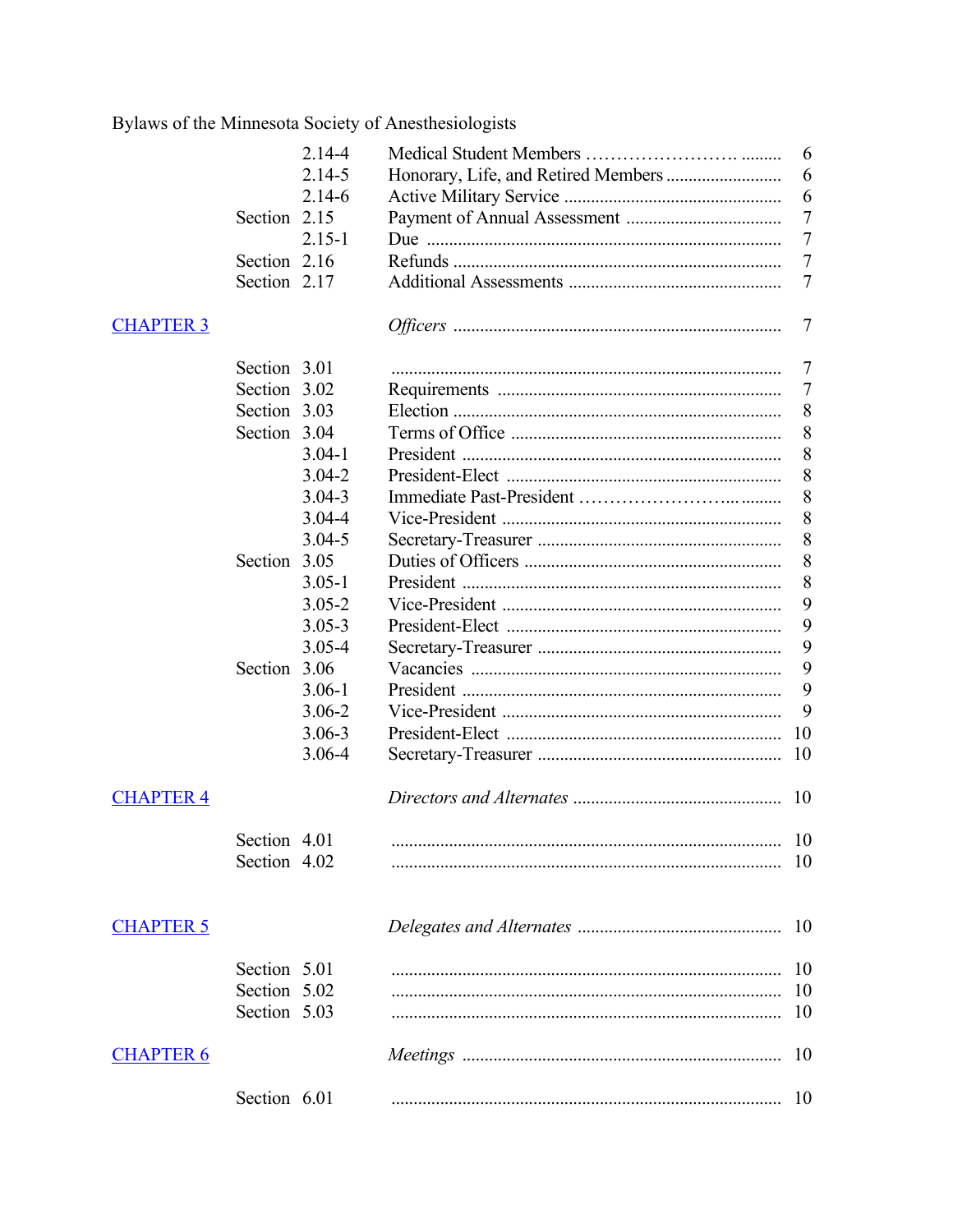| | | | |
|---|---|---|---|
| | 2.14-4 | Medical Student Members | 6 |
| | 2.14-5 | Honorary, Life, and Retired Members | 6 |
| | 2.14-6 | Active Military Service | 6 |
| | Section 2.15 | Payment of Annual Assessment | 7 |
| | 2.15-1 | Due | 7 |
| | Section 2.16 | Refunds | 7 |
| | Section 2.17 | Additional Assessments | 7 |
| CHAPTER 3 | | *Officers* | 7 |
| | Section 3.01 | | 7 |
| | Section 3.02 | Requirements | 7 |
| | Section 3.03 | Election | 8 |
| | Section 3.04 | Terms of Office | 8 |
| | 3.04-1 | President | 8 |
| | 3.04-2 | President-Elect | 8 |
| | 3.04-3 | Immediate Past-President | 8 |
| | 3.04-4 | Vice-President | 8 |
| | 3.04-5 | Secretary-Treasurer | 8 |
| | Section 3.05 | Duties of Officers | 8 |
| | 3.05-1 | President | 8 |
| | 3.05-2 | Vice-President | 9 |
| | 3.05-3 | President-Elect | 9 |
| | 3.05-4 | Secretary-Treasurer | 9 |
| | Section 3.06 | Vacancies | 9 |
| | 3.06-1 | President | 9 |
| | 3.06-2 | Vice-President | 9 |
| | 3.06-3 | President-Elect | 10 |
| | 3.06-4 | Secretary-Treasurer | 10 |
| CHAPTER 4 | | *Directors and Alternates* | 10 |
| | Section 4.01 | | 10 |
| | Section 4.02 | | 10 |
| CHAPTER 5 | | *Delegates and Alternates* | 10 |
| | Section 5.01 | | 10 |
| | Section 5.02 | | 10 |
| | Section 5.03 | | 10 |
| CHAPTER 6 | | *Meetings* | 10 |
| | Section 6.01 | | 10 |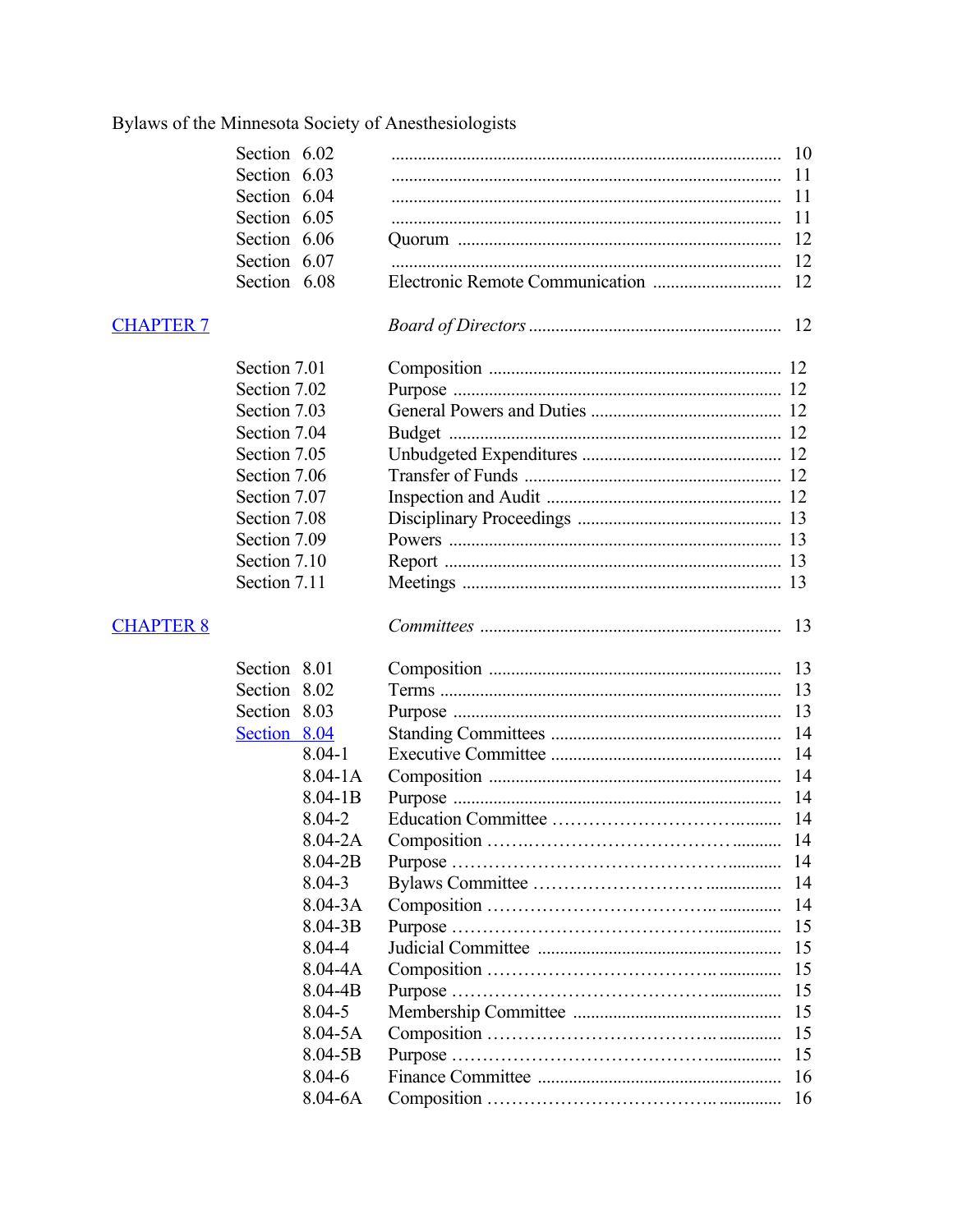| | | | |
|---|---|---|---|
| | Section 6.02 | | 10 |
| | Section 6.03 | | 11 |
| | Section 6.04 | | 11 |
| | Section 6.05 | | 11 |
| | Section 6.06 | Quorum | 12 |
| | Section 6.07 | | 12 |
| | Section 6.08 | Electronic Remote Communication | 12 |
| CHAPTER 7 | | *Board of Directors* | 12 |
| | Section 7.01 | Composition | 12 |
| | Section 7.02 | Purpose | 12 |
| | Section 7.03 | General Powers and Duties | 12 |
| | Section 7.04 | Budget | 12 |
| | Section 7.05 | Unbudgeted Expenditures | 12 |
| | Section 7.06 | Transfer of Funds | 12 |
| | Section 7.07 | Inspection and Audit | 12 |
| | Section 7.08 | Disciplinary Proceedings | 13 |
| | Section 7.09 | Powers | 13 |
| | Section 7.10 | Report | 13 |
| | Section 7.11 | Meetings | 13 |
| CHAPTER 8 | | *Committees* | 13 |
| | Section 8.01 | Composition | 13 |
| | Section 8.02 | Terms | 13 |
| | Section 8.03 | Purpose | 13 |
| | Section 8.04 | Standing Committees | 14 |
| | 8.04-1 | Executive Committee | 14 |
| | 8.04-1A | Composition | 14 |
| | 8.04-1B | Purpose | 14 |
| | 8.04-2 | Education Committee | 14 |
| | 8.04-2A | Composition | 14 |
| | 8.04-2B | Purpose | 14 |
| | 8.04-3 | Bylaws Committee | 14 |
| | 8.04-3A | Composition | 14 |
| | 8.04-3B | Purpose | 15 |
| | 8.04-4 | Judicial Committee | 15 |
| | 8.04-4A | Composition | 15 |
| | 8.04-4B | Purpose | 15 |
| | 8.04-5 | Membership Committee | 15 |
| | 8.04-5A | Composition | 15 |
| | 8.04-5B | Purpose | 15 |
| | 8.04-6 | Finance Committee | 16 |
| | 8.04-6A | Composition | 16 |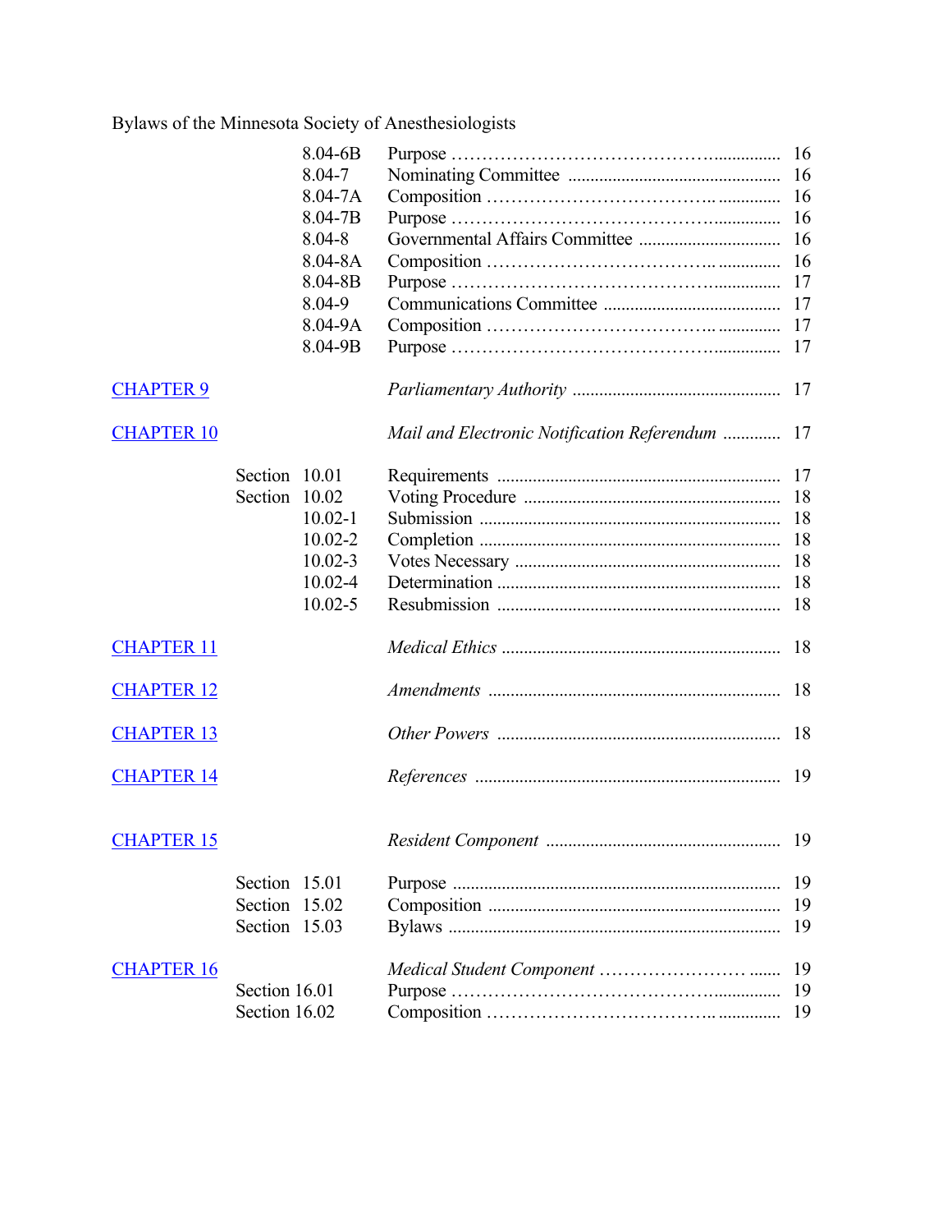| | | | |
|---|---|---|---|
| | 8.04-6B | Purpose | 16 |
| | 8.04-7 | Nominating Committee | 16 |
| | 8.04-7A | Composition | 16 |
| | 8.04-7B | Purpose | 16 |
| | 8.04-8 | Governmental Affairs Committee | 16 |
| | 8.04-8A | Composition | 16 |
| | 8.04-8B | Purpose | 17 |
| | 8.04-9 | Communications Committee | 17 |
| | 8.04-9A | Composition | 17 |
| | 8.04-9B | Purpose | 17 |
| CHAPTER 9 | | *Parliamentary Authority* | 17 |
| CHAPTER 10 | | *Mail and Electronic Notification Referendum* | 17 |
| | Section 10.01 | Requirements | 17 |
| | Section 10.02 | Voting Procedure | 18 |
| | 10.02-1 | Submission | 18 |
| | 10.02-2 | Completion | 18 |
| | 10.02-3 | Votes Necessary | 18 |
| | 10.02-4 | Determination | 18 |
| | 10.02-5 | Resubmission | 18 |
| CHAPTER 11 | | *Medical Ethics* | 18 |
| CHAPTER 12 | | *Amendments* | 18 |
| CHAPTER 13 | | *Other Powers* | 18 |
| CHAPTER 14 | | *References* | 19 |
| CHAPTER 15 | | *Resident Component* | 19 |
| | Section 15.01 | Purpose | 19 |
| | Section 15.02 | Composition | 19 |
| | Section 15.03 | Bylaws | 19 |
| CHAPTER 16 | | *Medical Student Component* | 19 |
| | Section 16.01 | Purpose | 19 |
| | Section 16.02 | Composition | 19 |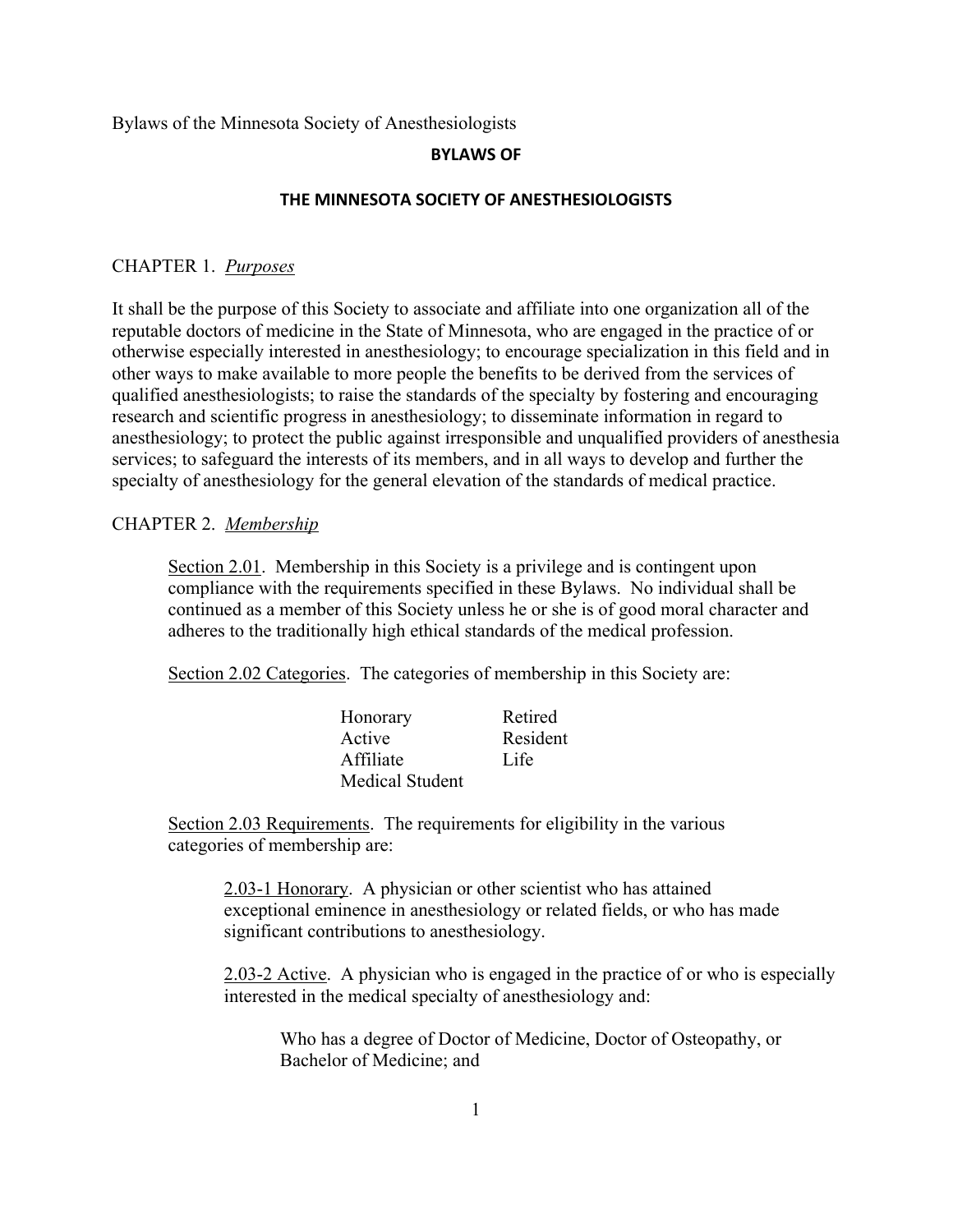Bylaws of the Minnesota Society of Anesthesiologists

# BYLAWS OF

# THE MINNESOTA SOCIETY OF ANESTHESIOLOGISTS

## CHAPTER 1. *Purposes*

It shall be the purpose of this Society to associate and affiliate into one organization all of the reputable doctors of medicine in the State of Minnesota, who are engaged in the practice of or otherwise especially interested in anesthesiology; to encourage specialization in this field and in other ways to make available to more people the benefits to be derived from the services of qualified anesthesiologists; to raise the standards of the specialty by fostering and encouraging research and scientific progress in anesthesiology; to disseminate information in regard to anesthesiology; to protect the public against irresponsible and unqualified providers of anesthesia services; to safeguard the interests of its members, and in all ways to develop and further the specialty of anesthesiology for the general elevation of the standards of medical practice.

## CHAPTER 2. *Membership*

Section 2.01. Membership in this Society is a privilege and is contingent upon compliance with the requirements specified in these Bylaws. No individual shall be continued as a member of this Society unless he or she is of good moral character and adheres to the traditionally high ethical standards of the medical profession.

Section 2.02 Categories. The categories of membership in this Society are:

| | |
|---|---|
| Honorary | Retired |
| Active | Resident |
| Affiliate | Life |
| Medical Student | |

Section 2.03 Requirements. The requirements for eligibility in the various categories of membership are:

2.03-1 Honorary. A physician or other scientist who has attained exceptional eminence in anesthesiology or related fields, or who has made significant contributions to anesthesiology.

2.03-2 Active. A physician who is engaged in the practice of or who is especially interested in the medical specialty of anesthesiology and:

Who has a degree of Doctor of Medicine, Doctor of Osteopathy, or Bachelor of Medicine; and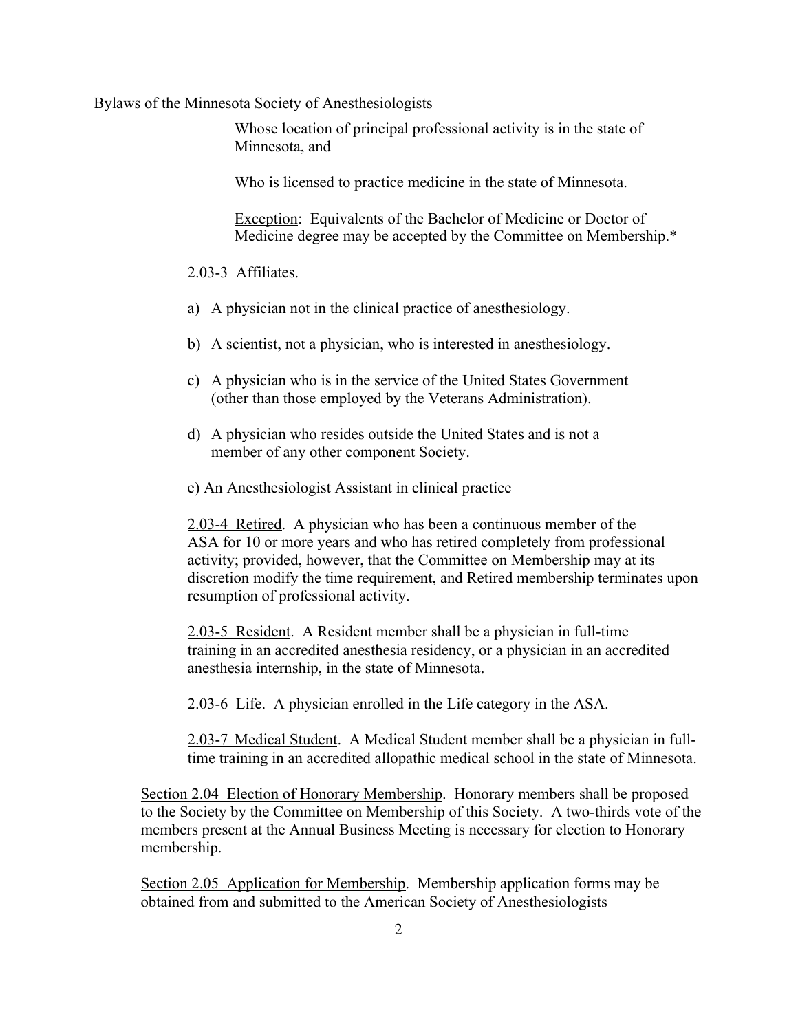Whose location of principal professional activity is in the state of Minnesota, and

Who is licensed to practice medicine in the state of Minnesota.

Exception: Equivalents of the Bachelor of Medicine or Doctor of Medicine degree may be accepted by the Committee on Membership.*

2.03-3 Affiliates.

a) A physician not in the clinical practice of anesthesiology.

b) A scientist, not a physician, who is interested in anesthesiology.

c) A physician who is in the service of the United States Government (other than those employed by the Veterans Administration).

d) A physician who resides outside the United States and is not a member of any other component Society.

e) An Anesthesiologist Assistant in clinical practice

2.03-4 Retired. A physician who has been a continuous member of the ASA for 10 or more years and who has retired completely from professional activity; provided, however, that the Committee on Membership may at its discretion modify the time requirement, and Retired membership terminates upon resumption of professional activity.

2.03-5 Resident. A Resident member shall be a physician in full-time training in an accredited anesthesia residency, or a physician in an accredited anesthesia internship, in the state of Minnesota.

2.03-6 Life. A physician enrolled in the Life category in the ASA.

2.03-7 Medical Student. A Medical Student member shall be a physician in full-time training in an accredited allopathic medical school in the state of Minnesota.

Section 2.04 Election of Honorary Membership. Honorary members shall be proposed to the Society by the Committee on Membership of this Society. A two-thirds vote of the members present at the Annual Business Meeting is necessary for election to Honorary membership.

Section 2.05 Application for Membership. Membership application forms may be obtained from and submitted to the American Society of Anesthesiologists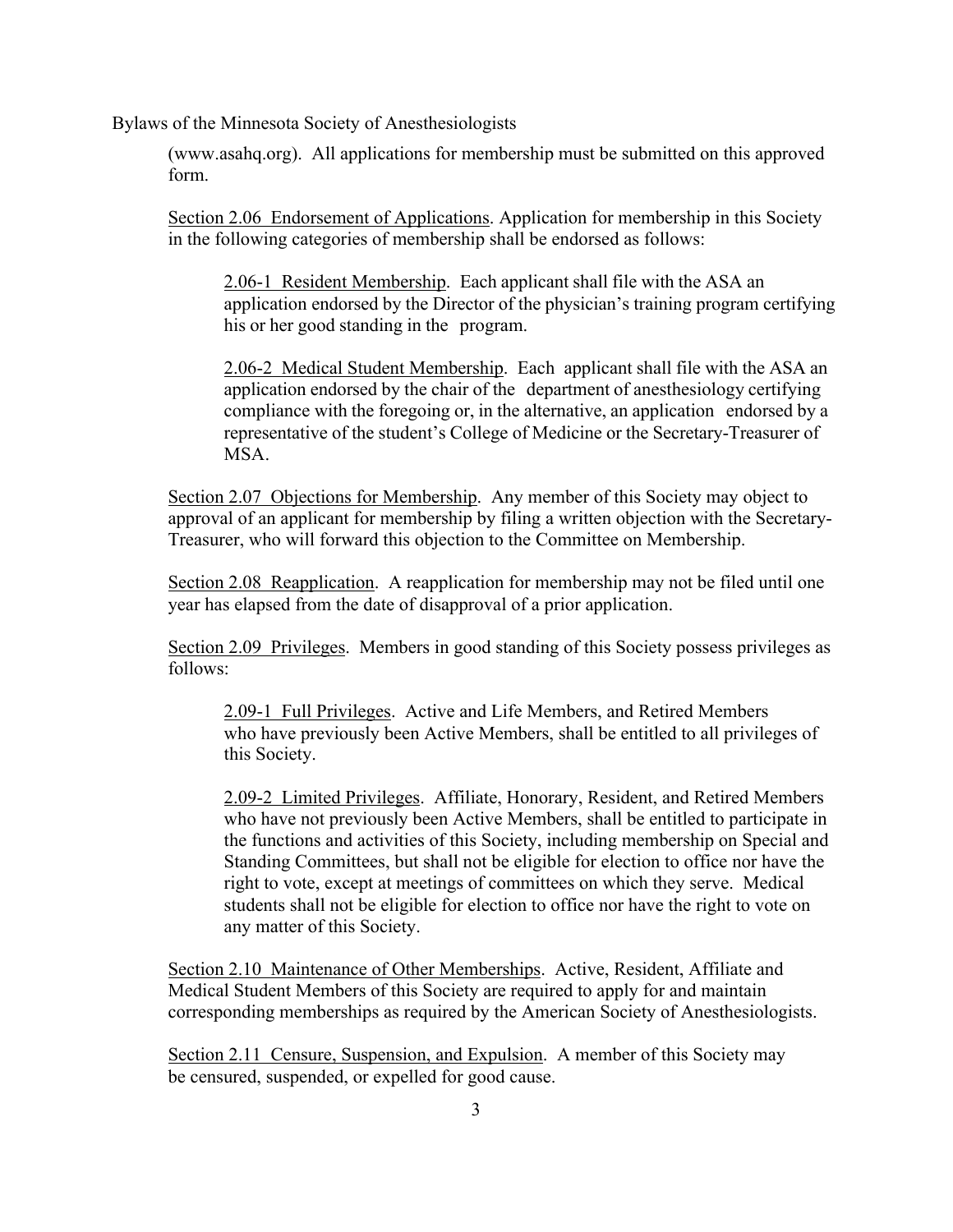(www.asahq.org). All applications for membership must be submitted on this approved form.

Section 2.06 Endorsement of Applications. Application for membership in this Society in the following categories of membership shall be endorsed as follows:

2.06-1 Resident Membership. Each applicant shall file with the ASA an application endorsed by the Director of the physician's training program certifying his or her good standing in the program.

2.06-2 Medical Student Membership. Each applicant shall file with the ASA an application endorsed by the chair of the department of anesthesiology certifying compliance with the foregoing or, in the alternative, an application endorsed by a representative of the student's College of Medicine or the Secretary-Treasurer of MSA.

Section 2.07 Objections for Membership. Any member of this Society may object to approval of an applicant for membership by filing a written objection with the Secretary-Treasurer, who will forward this objection to the Committee on Membership.

Section 2.08 Reapplication. A reapplication for membership may not be filed until one year has elapsed from the date of disapproval of a prior application.

Section 2.09 Privileges. Members in good standing of this Society possess privileges as follows:

2.09-1 Full Privileges. Active and Life Members, and Retired Members who have previously been Active Members, shall be entitled to all privileges of this Society.

2.09-2 Limited Privileges. Affiliate, Honorary, Resident, and Retired Members who have not previously been Active Members, shall be entitled to participate in the functions and activities of this Society, including membership on Special and Standing Committees, but shall not be eligible for election to office nor have the right to vote, except at meetings of committees on which they serve. Medical students shall not be eligible for election to office nor have the right to vote on any matter of this Society.

Section 2.10 Maintenance of Other Memberships. Active, Resident, Affiliate and Medical Student Members of this Society are required to apply for and maintain corresponding memberships as required by the American Society of Anesthesiologists.

Section 2.11 Censure, Suspension, and Expulsion. A member of this Society may be censured, suspended, or expelled for good cause.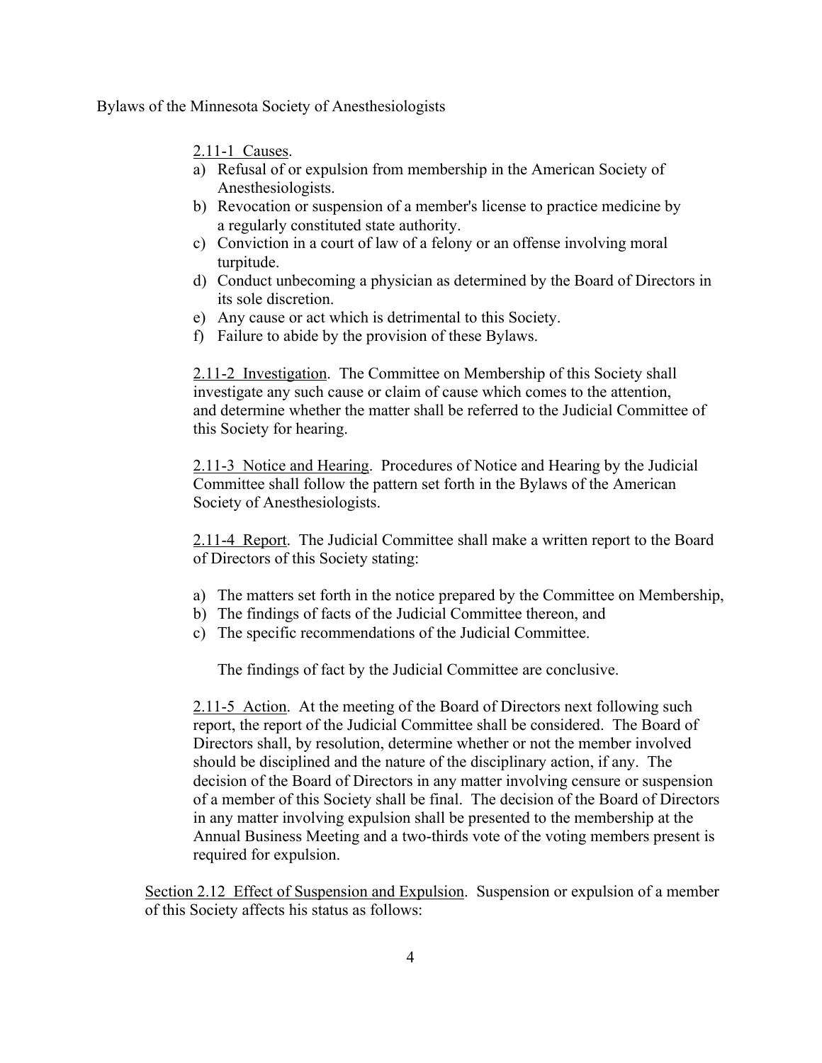2.11-1 Causes.

a) Refusal of or expulsion from membership in the American Society of Anesthesiologists.
b) Revocation or suspension of a member's license to practice medicine by a regularly constituted state authority.
c) Conviction in a court of law of a felony or an offense involving moral turpitude.
d) Conduct unbecoming a physician as determined by the Board of Directors in its sole discretion.
e) Any cause or act which is detrimental to this Society.
f) Failure to abide by the provision of these Bylaws.

2.11-2 Investigation. The Committee on Membership of this Society shall investigate any such cause or claim of cause which comes to the attention, and determine whether the matter shall be referred to the Judicial Committee of this Society for hearing.

2.11-3 Notice and Hearing. Procedures of Notice and Hearing by the Judicial Committee shall follow the pattern set forth in the Bylaws of the American Society of Anesthesiologists.

2.11-4 Report. The Judicial Committee shall make a written report to the Board of Directors of this Society stating:

a) The matters set forth in the notice prepared by the Committee on Membership,
b) The findings of facts of the Judicial Committee thereon, and
c) The specific recommendations of the Judicial Committee.

The findings of fact by the Judicial Committee are conclusive.

2.11-5 Action. At the meeting of the Board of Directors next following such report, the report of the Judicial Committee shall be considered. The Board of Directors shall, by resolution, determine whether or not the member involved should be disciplined and the nature of the disciplinary action, if any. The decision of the Board of Directors in any matter involving censure or suspension of a member of this Society shall be final. The decision of the Board of Directors in any matter involving expulsion shall be presented to the membership at the Annual Business Meeting and a two-thirds vote of the voting members present is required for expulsion.

Section 2.12 Effect of Suspension and Expulsion. Suspension or expulsion of a member of this Society affects his status as follows: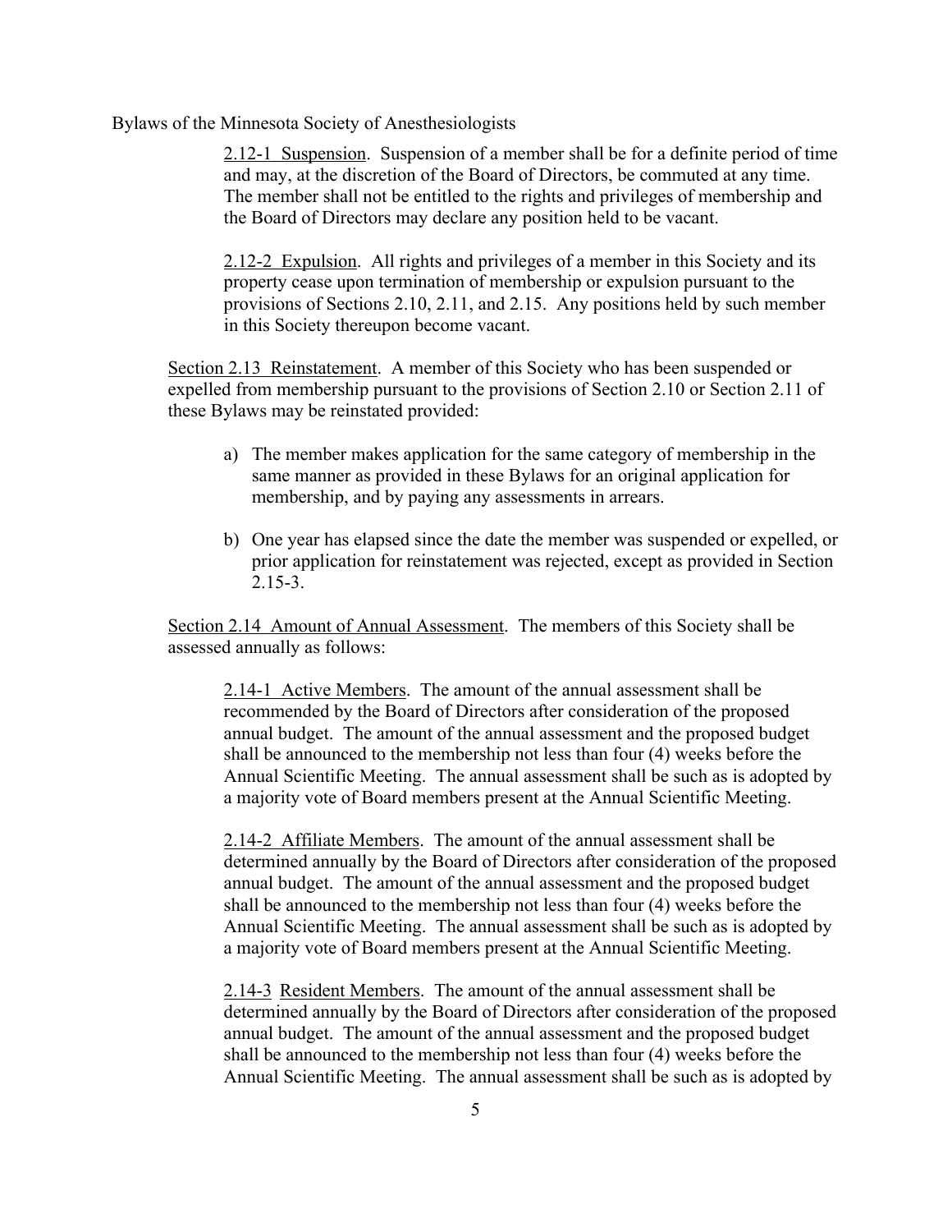2.12-1 Suspension. Suspension of a member shall be for a definite period of time and may, at the discretion of the Board of Directors, be commuted at any time. The member shall not be entitled to the rights and privileges of membership and the Board of Directors may declare any position held to be vacant.

2.12-2 Expulsion. All rights and privileges of a member in this Society and its property cease upon termination of membership or expulsion pursuant to the provisions of Sections 2.10, 2.11, and 2.15. Any positions held by such member in this Society thereupon become vacant.

Section 2.13 Reinstatement. A member of this Society who has been suspended or expelled from membership pursuant to the provisions of Section 2.10 or Section 2.11 of these Bylaws may be reinstated provided:

a) The member makes application for the same category of membership in the same manner as provided in these Bylaws for an original application for membership, and by paying any assessments in arrears.

b) One year has elapsed since the date the member was suspended or expelled, or prior application for reinstatement was rejected, except as provided in Section 2.15-3.

Section 2.14 Amount of Annual Assessment. The members of this Society shall be assessed annually as follows:

2.14-1 Active Members. The amount of the annual assessment shall be recommended by the Board of Directors after consideration of the proposed annual budget. The amount of the annual assessment and the proposed budget shall be announced to the membership not less than four (4) weeks before the Annual Scientific Meeting. The annual assessment shall be such as is adopted by a majority vote of Board members present at the Annual Scientific Meeting.

2.14-2 Affiliate Members. The amount of the annual assessment shall be determined annually by the Board of Directors after consideration of the proposed annual budget. The amount of the annual assessment and the proposed budget shall be announced to the membership not less than four (4) weeks before the Annual Scientific Meeting. The annual assessment shall be such as is adopted by a majority vote of Board members present at the Annual Scientific Meeting.

2.14-3 Resident Members. The amount of the annual assessment shall be determined annually by the Board of Directors after consideration of the proposed annual budget. The amount of the annual assessment and the proposed budget shall be announced to the membership not less than four (4) weeks before the Annual Scientific Meeting. The annual assessment shall be such as is adopted by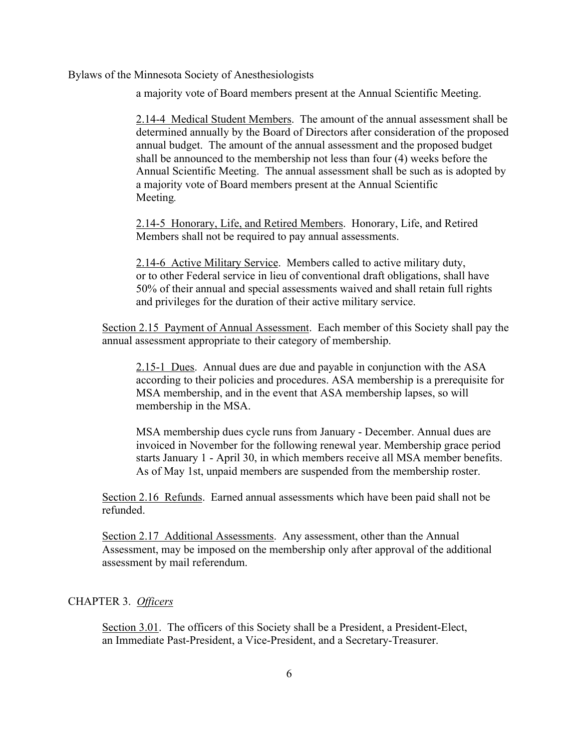a majority vote of Board members present at the Annual Scientific Meeting.

2.14-4 Medical Student Members. The amount of the annual assessment shall be determined annually by the Board of Directors after consideration of the proposed annual budget. The amount of the annual assessment and the proposed budget shall be announced to the membership not less than four (4) weeks before the Annual Scientific Meeting. The annual assessment shall be such as is adopted by a majority vote of Board members present at the Annual Scientific Meeting.

2.14-5 Honorary, Life, and Retired Members. Honorary, Life, and Retired Members shall not be required to pay annual assessments.

2.14-6 Active Military Service. Members called to active military duty, or to other Federal service in lieu of conventional draft obligations, shall have 50% of their annual and special assessments waived and shall retain full rights and privileges for the duration of their active military service.

Section 2.15 Payment of Annual Assessment. Each member of this Society shall pay the annual assessment appropriate to their category of membership.

2.15-1 Dues. Annual dues are due and payable in conjunction with the ASA according to their policies and procedures. ASA membership is a prerequisite for MSA membership, and in the event that ASA membership lapses, so will membership in the MSA.

MSA membership dues cycle runs from January - December. Annual dues are invoiced in November for the following renewal year. Membership grace period starts January 1 - April 30, in which members receive all MSA member benefits. As of May 1st, unpaid members are suspended from the membership roster.

Section 2.16 Refunds. Earned annual assessments which have been paid shall not be refunded.

Section 2.17 Additional Assessments. Any assessment, other than the Annual Assessment, may be imposed on the membership only after approval of the additional assessment by mail referendum.

## CHAPTER 3. *Officers*

Section 3.01. The officers of this Society shall be a President, a President-Elect, an Immediate Past-President, a Vice-President, and a Secretary-Treasurer.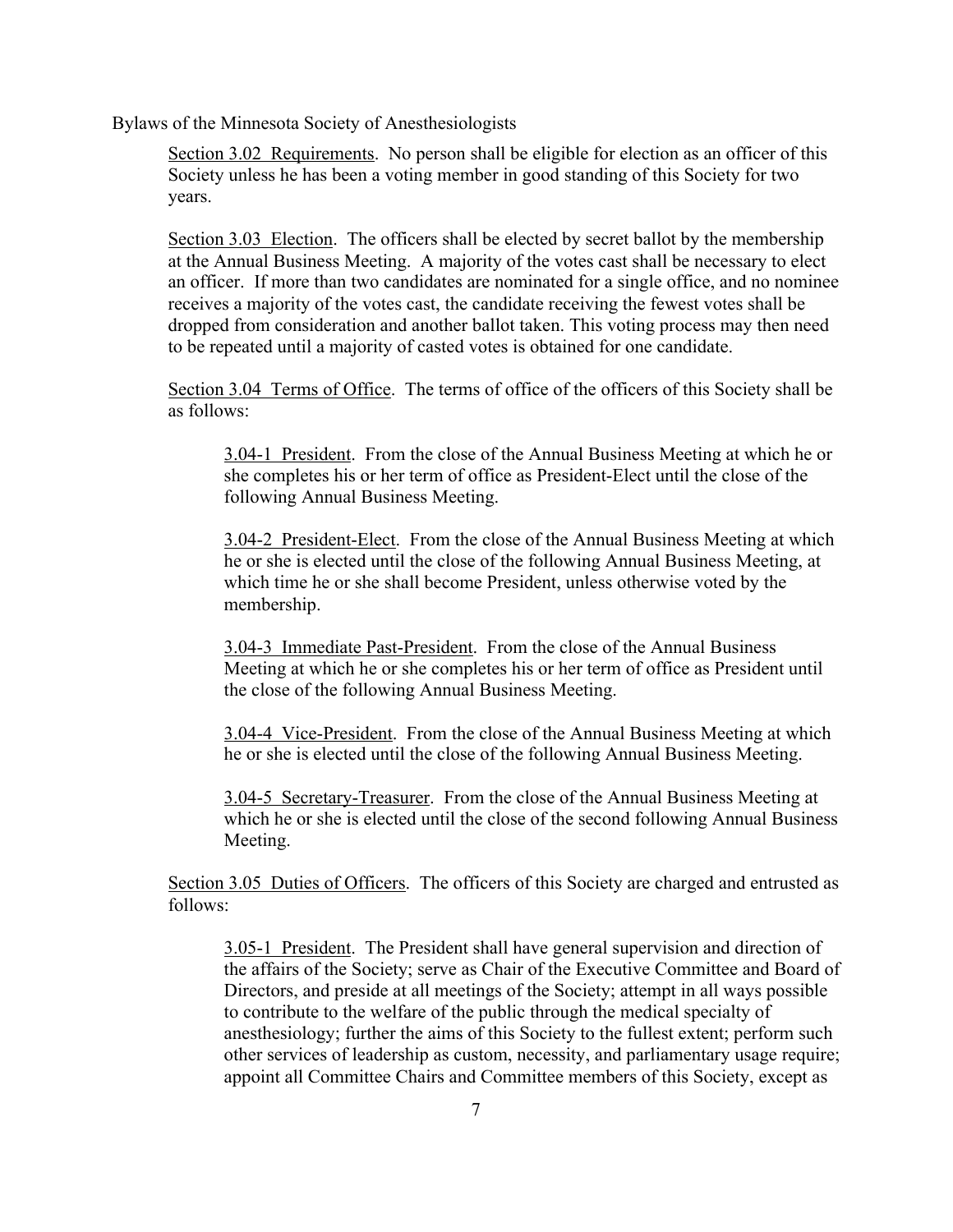Section 3.02 Requirements. No person shall be eligible for election as an officer of this Society unless he has been a voting member in good standing of this Society for two years.

Section 3.03 Election. The officers shall be elected by secret ballot by the membership at the Annual Business Meeting. A majority of the votes cast shall be necessary to elect an officer. If more than two candidates are nominated for a single office, and no nominee receives a majority of the votes cast, the candidate receiving the fewest votes shall be dropped from consideration and another ballot taken. This voting process may then need to be repeated until a majority of casted votes is obtained for one candidate.

Section 3.04 Terms of Office. The terms of office of the officers of this Society shall be as follows:

3.04-1 President. From the close of the Annual Business Meeting at which he or she completes his or her term of office as President-Elect until the close of the following Annual Business Meeting.

3.04-2 President-Elect. From the close of the Annual Business Meeting at which he or she is elected until the close of the following Annual Business Meeting, at which time he or she shall become President, unless otherwise voted by the membership.

3.04-3 Immediate Past-President. From the close of the Annual Business Meeting at which he or she completes his or her term of office as President until the close of the following Annual Business Meeting.

3.04-4 Vice-President. From the close of the Annual Business Meeting at which he or she is elected until the close of the following Annual Business Meeting.

3.04-5 Secretary-Treasurer. From the close of the Annual Business Meeting at which he or she is elected until the close of the second following Annual Business Meeting.

Section 3.05 Duties of Officers. The officers of this Society are charged and entrusted as follows:

3.05-1 President. The President shall have general supervision and direction of the affairs of the Society; serve as Chair of the Executive Committee and Board of Directors, and preside at all meetings of the Society; attempt in all ways possible to contribute to the welfare of the public through the medical specialty of anesthesiology; further the aims of this Society to the fullest extent; perform such other services of leadership as custom, necessity, and parliamentary usage require; appoint all Committee Chairs and Committee members of this Society, except as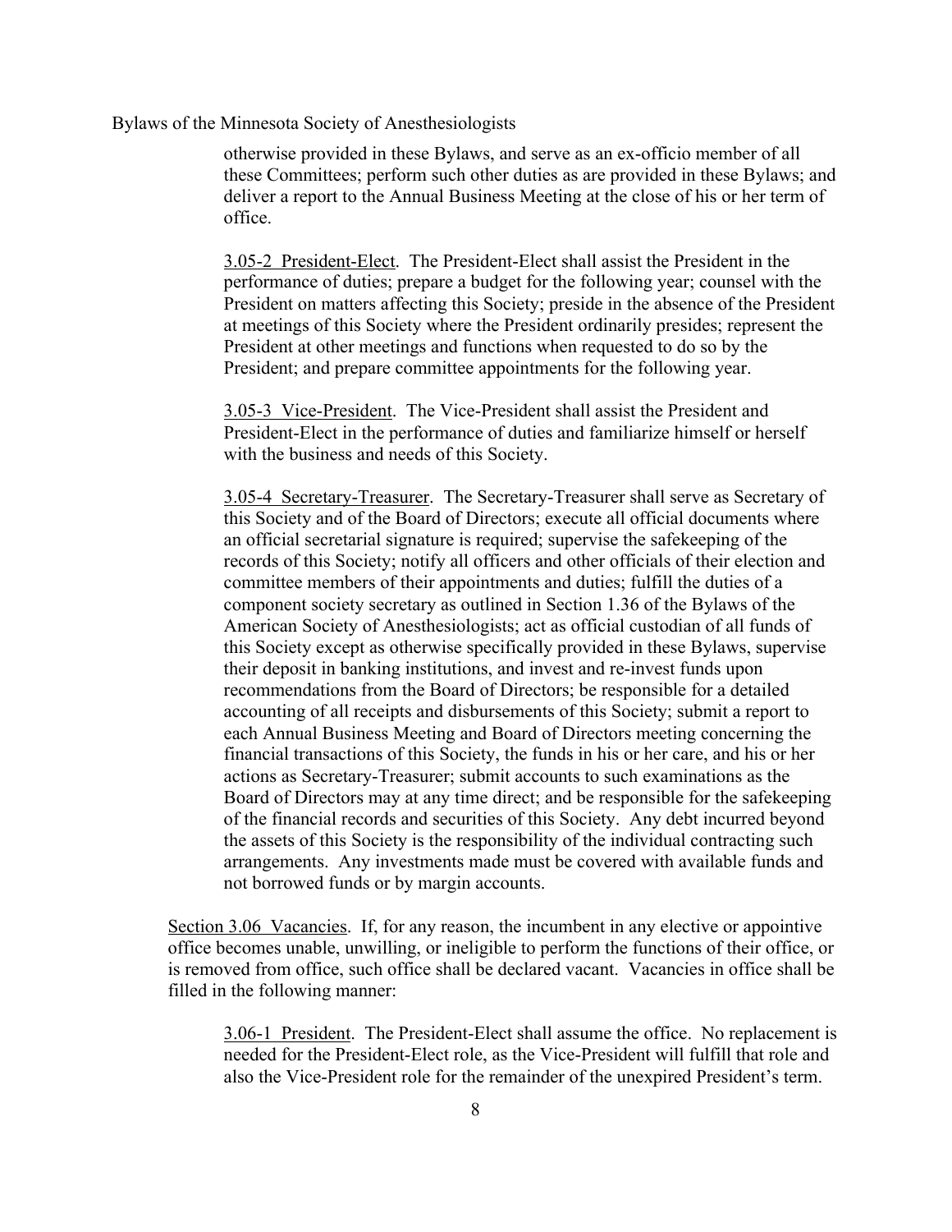otherwise provided in these Bylaws, and serve as an ex-officio member of all these Committees; perform such other duties as are provided in these Bylaws; and deliver a report to the Annual Business Meeting at the close of his or her term of office.

3.05-2 President-Elect. The President-Elect shall assist the President in the performance of duties; prepare a budget for the following year; counsel with the President on matters affecting this Society; preside in the absence of the President at meetings of this Society where the President ordinarily presides; represent the President at other meetings and functions when requested to do so by the President; and prepare committee appointments for the following year.

3.05-3 Vice-President. The Vice-President shall assist the President and President-Elect in the performance of duties and familiarize himself or herself with the business and needs of this Society.

3.05-4 Secretary-Treasurer. The Secretary-Treasurer shall serve as Secretary of this Society and of the Board of Directors; execute all official documents where an official secretarial signature is required; supervise the safekeeping of the records of this Society; notify all officers and other officials of their election and committee members of their appointments and duties; fulfill the duties of a component society secretary as outlined in Section 1.36 of the Bylaws of the American Society of Anesthesiologists; act as official custodian of all funds of this Society except as otherwise specifically provided in these Bylaws, supervise their deposit in banking institutions, and invest and re-invest funds upon recommendations from the Board of Directors; be responsible for a detailed accounting of all receipts and disbursements of this Society; submit a report to each Annual Business Meeting and Board of Directors meeting concerning the financial transactions of this Society, the funds in his or her care, and his or her actions as Secretary-Treasurer; submit accounts to such examinations as the Board of Directors may at any time direct; and be responsible for the safekeeping of the financial records and securities of this Society. Any debt incurred beyond the assets of this Society is the responsibility of the individual contracting such arrangements. Any investments made must be covered with available funds and not borrowed funds or by margin accounts.

Section 3.06 Vacancies. If, for any reason, the incumbent in any elective or appointive office becomes unable, unwilling, or ineligible to perform the functions of their office, or is removed from office, such office shall be declared vacant. Vacancies in office shall be filled in the following manner:

3.06-1 President. The President-Elect shall assume the office. No replacement is needed for the President-Elect role, as the Vice-President will fulfill that role and also the Vice-President role for the remainder of the unexpired President's term.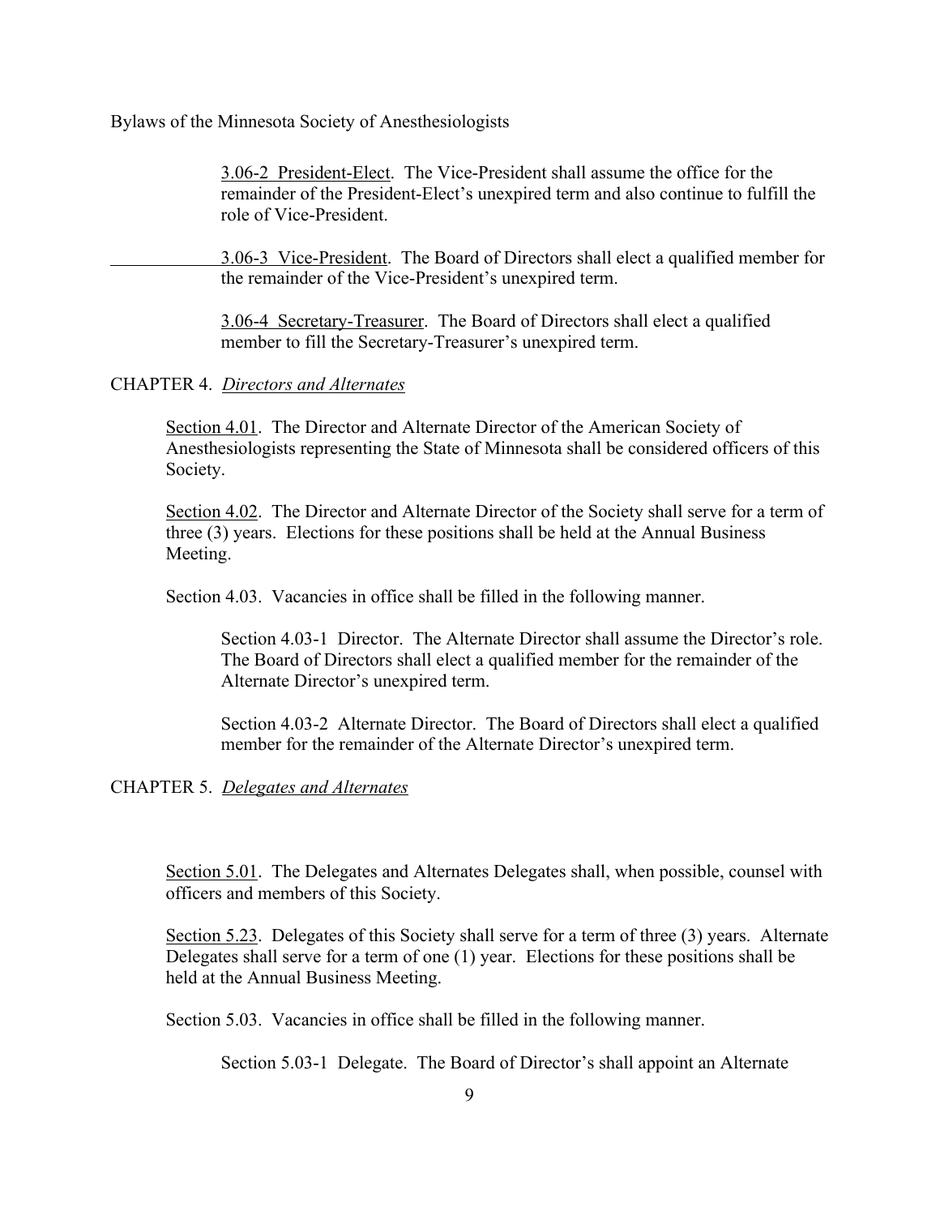3.06-2 <u>President-Elect</u>. The Vice-President shall assume the office for the remainder of the President-Elect's unexpired term and also continue to fulfill the role of Vice-President.

3.06-3 <u>Vice-President</u>. The Board of Directors shall elect a qualified member for the remainder of the Vice-President's unexpired term.

3.06-4 <u>Secretary-Treasurer</u>. The Board of Directors shall elect a qualified member to fill the Secretary-Treasurer's unexpired term.

## CHAPTER 4. *<u>Directors and Alternates</u>*

<u>Section 4.01</u>. The Director and Alternate Director of the American Society of Anesthesiologists representing the State of Minnesota shall be considered officers of this Society.

<u>Section 4.02</u>. The Director and Alternate Director of the Society shall serve for a term of three (3) years. Elections for these positions shall be held at the Annual Business Meeting.

Section 4.03. Vacancies in office shall be filled in the following manner.

Section 4.03-1 Director. The Alternate Director shall assume the Director's role. The Board of Directors shall elect a qualified member for the remainder of the Alternate Director's unexpired term.

Section 4.03-2 Alternate Director. The Board of Directors shall elect a qualified member for the remainder of the Alternate Director's unexpired term.

## CHAPTER 5. *<u>Delegates and Alternates</u>*

<u>Section 5.01</u>. The Delegates and Alternates Delegates shall, when possible, counsel with officers and members of this Society.

<u>Section 5.23</u>. Delegates of this Society shall serve for a term of three (3) years. Alternate Delegates shall serve for a term of one (1) year. Elections for these positions shall be held at the Annual Business Meeting.

Section 5.03. Vacancies in office shall be filled in the following manner.

Section 5.03-1 Delegate. The Board of Director's shall appoint an Alternate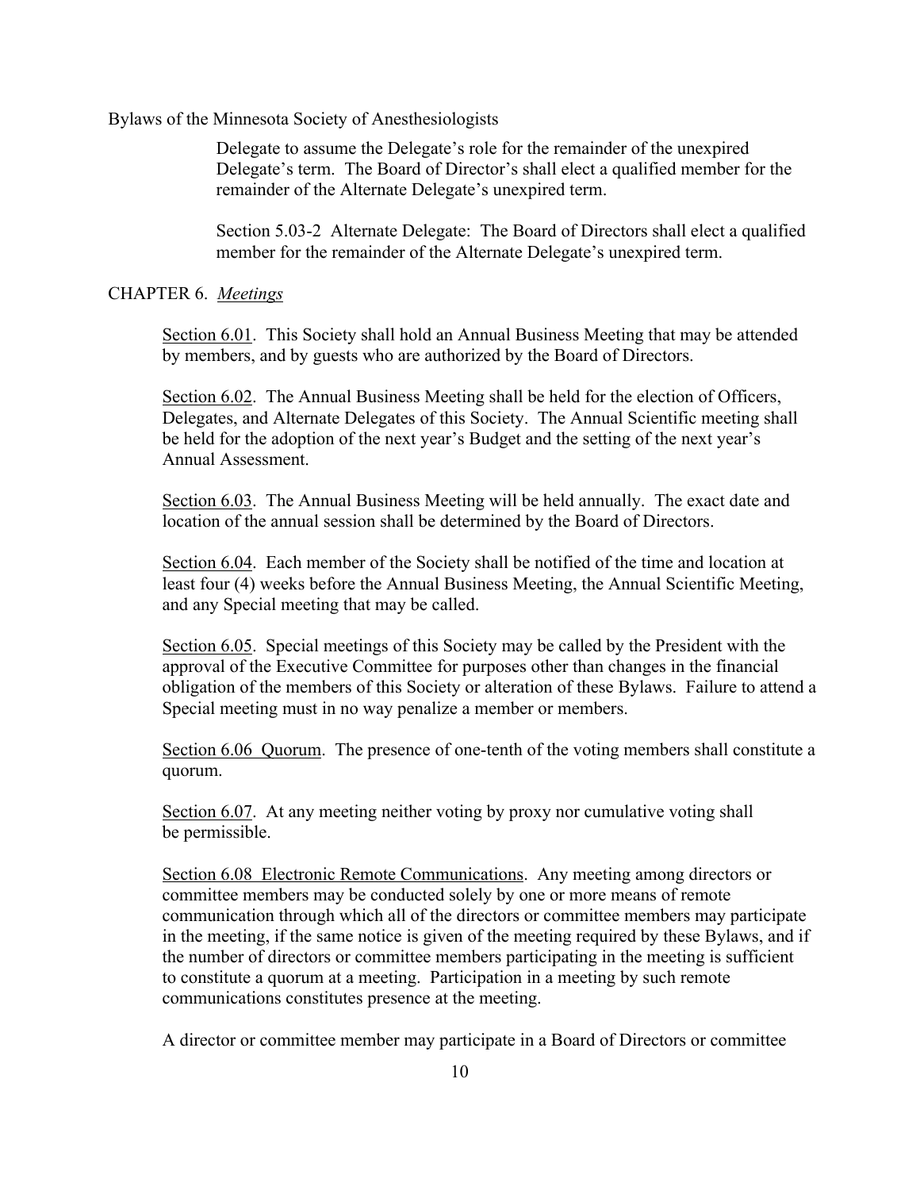Delegate to assume the Delegate's role for the remainder of the unexpired Delegate's term. The Board of Director's shall elect a qualified member for the remainder of the Alternate Delegate's unexpired term.

Section 5.03-2 Alternate Delegate: The Board of Directors shall elect a qualified member for the remainder of the Alternate Delegate's unexpired term.

## CHAPTER 6. *Meetings*

Section 6.01. This Society shall hold an Annual Business Meeting that may be attended by members, and by guests who are authorized by the Board of Directors.

Section 6.02. The Annual Business Meeting shall be held for the election of Officers, Delegates, and Alternate Delegates of this Society. The Annual Scientific meeting shall be held for the adoption of the next year's Budget and the setting of the next year's Annual Assessment.

Section 6.03. The Annual Business Meeting will be held annually. The exact date and location of the annual session shall be determined by the Board of Directors.

Section 6.04. Each member of the Society shall be notified of the time and location at least four (4) weeks before the Annual Business Meeting, the Annual Scientific Meeting, and any Special meeting that may be called.

Section 6.05. Special meetings of this Society may be called by the President with the approval of the Executive Committee for purposes other than changes in the financial obligation of the members of this Society or alteration of these Bylaws. Failure to attend a Special meeting must in no way penalize a member or members.

Section 6.06 Quorum. The presence of one-tenth of the voting members shall constitute a quorum.

Section 6.07. At any meeting neither voting by proxy nor cumulative voting shall be permissible.

Section 6.08 Electronic Remote Communications. Any meeting among directors or committee members may be conducted solely by one or more means of remote communication through which all of the directors or committee members may participate in the meeting, if the same notice is given of the meeting required by these Bylaws, and if the number of directors or committee members participating in the meeting is sufficient to constitute a quorum at a meeting. Participation in a meeting by such remote communications constitutes presence at the meeting.

A director or committee member may participate in a Board of Directors or committee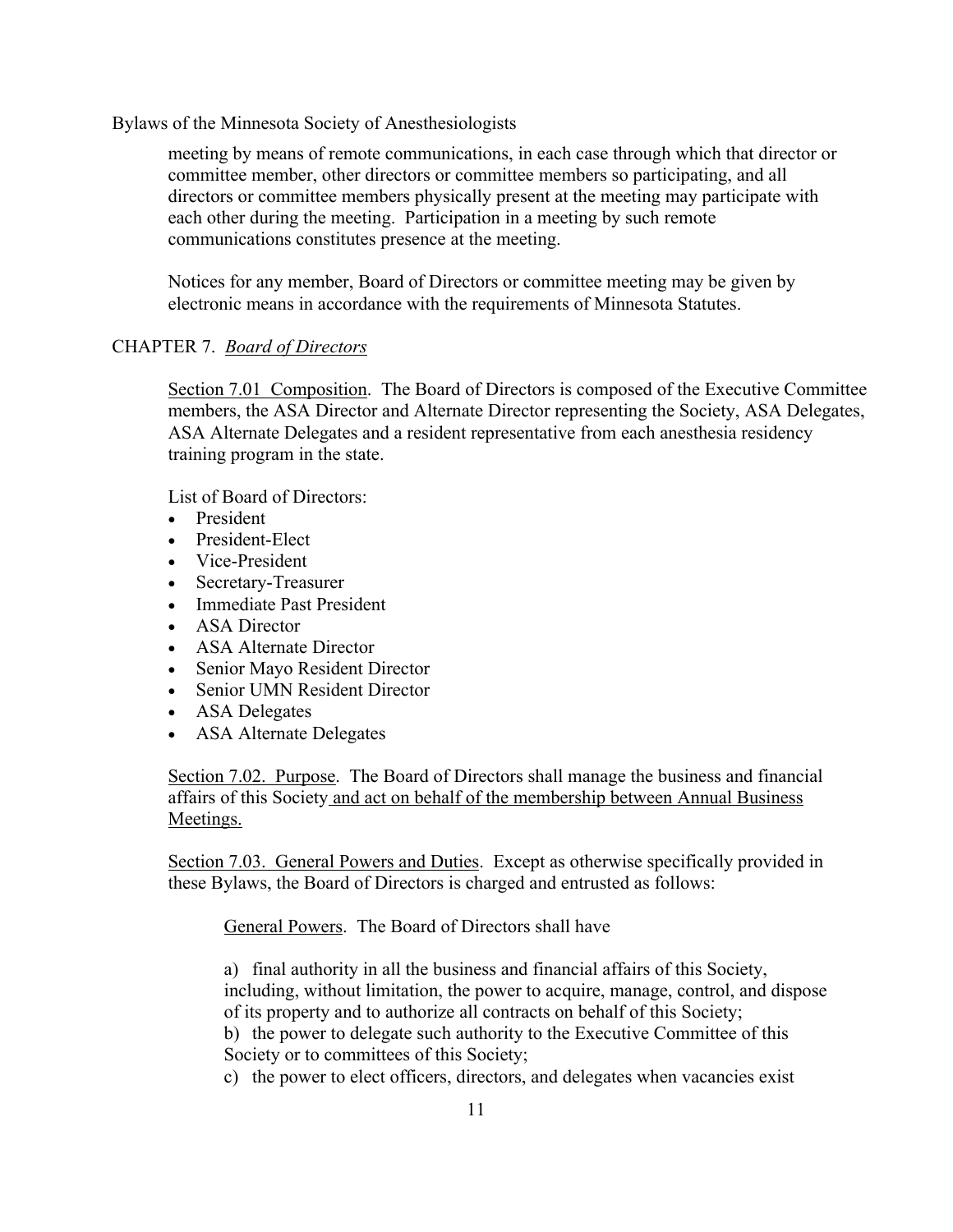meeting by means of remote communications, in each case through which that director or committee member, other directors or committee members so participating, and all directors or committee members physically present at the meeting may participate with each other during the meeting. Participation in a meeting by such remote communications constitutes presence at the meeting.

Notices for any member, Board of Directors or committee meeting may be given by electronic means in accordance with the requirements of Minnesota Statutes.

## CHAPTER 7. *Board of Directors*

Section 7.01 Composition. The Board of Directors is composed of the Executive Committee members, the ASA Director and Alternate Director representing the Society, ASA Delegates, ASA Alternate Delegates and a resident representative from each anesthesia residency training program in the state.

List of Board of Directors:

- President
- President-Elect
- Vice-President
- Secretary-Treasurer
- Immediate Past President
- ASA Director
- ASA Alternate Director
- Senior Mayo Resident Director
- Senior UMN Resident Director
- ASA Delegates
- ASA Alternate Delegates

Section 7.02. Purpose. The Board of Directors shall manage the business and financial affairs of this Society and act on behalf of the membership between Annual Business Meetings.

Section 7.03. General Powers and Duties. Except as otherwise specifically provided in these Bylaws, the Board of Directors is charged and entrusted as follows:

General Powers. The Board of Directors shall have

a) final authority in all the business and financial affairs of this Society, including, without limitation, the power to acquire, manage, control, and dispose of its property and to authorize all contracts on behalf of this Society;
b) the power to delegate such authority to the Executive Committee of this Society or to committees of this Society;
c) the power to elect officers, directors, and delegates when vacancies exist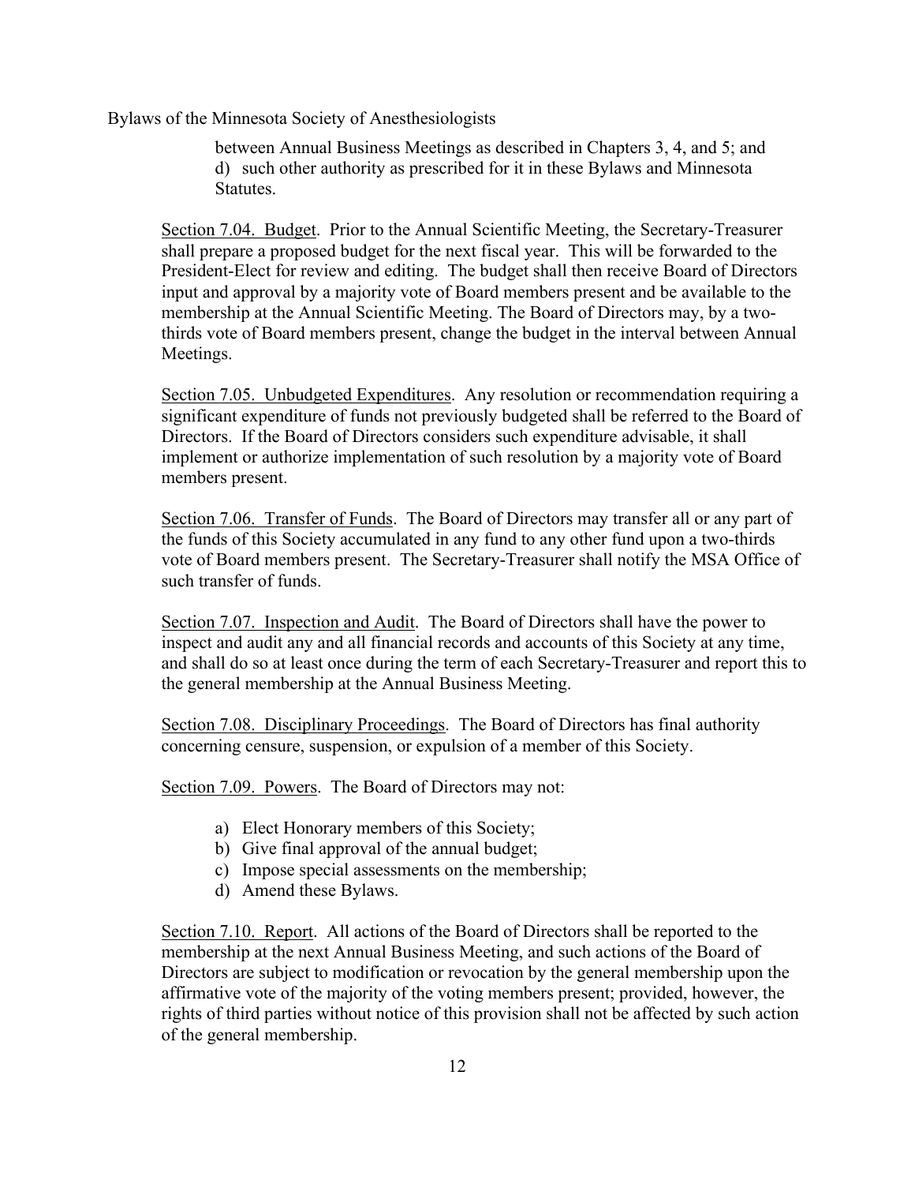between Annual Business Meetings as described in Chapters 3, 4, and 5; and
d) such other authority as prescribed for it in these Bylaws and Minnesota Statutes.

<u>Section 7.04. Budget</u>. Prior to the Annual Scientific Meeting, the Secretary-Treasurer shall prepare a proposed budget for the next fiscal year. This will be forwarded to the President-Elect for review and editing. The budget shall then receive Board of Directors input and approval by a majority vote of Board members present and be available to the membership at the Annual Scientific Meeting. The Board of Directors may, by a two-thirds vote of Board members present, change the budget in the interval between Annual Meetings.

<u>Section 7.05. Unbudgeted Expenditures</u>. Any resolution or recommendation requiring a significant expenditure of funds not previously budgeted shall be referred to the Board of Directors. If the Board of Directors considers such expenditure advisable, it shall implement or authorize implementation of such resolution by a majority vote of Board members present.

<u>Section 7.06. Transfer of Funds</u>. The Board of Directors may transfer all or any part of the funds of this Society accumulated in any fund to any other fund upon a two-thirds vote of Board members present. The Secretary-Treasurer shall notify the MSA Office of such transfer of funds.

<u>Section 7.07. Inspection and Audit</u>. The Board of Directors shall have the power to inspect and audit any and all financial records and accounts of this Society at any time, and shall do so at least once during the term of each Secretary-Treasurer and report this to the general membership at the Annual Business Meeting.

<u>Section 7.08. Disciplinary Proceedings</u>. The Board of Directors has final authority concerning censure, suspension, or expulsion of a member of this Society.

<u>Section 7.09. Powers</u>. The Board of Directors may not:

a) Elect Honorary members of this Society;
b) Give final approval of the annual budget;
c) Impose special assessments on the membership;
d) Amend these Bylaws.

<u>Section 7.10. Report</u>. All actions of the Board of Directors shall be reported to the membership at the next Annual Business Meeting, and such actions of the Board of Directors are subject to modification or revocation by the general membership upon the affirmative vote of the majority of the voting members present; provided, however, the rights of third parties without notice of this provision shall not be affected by such action of the general membership.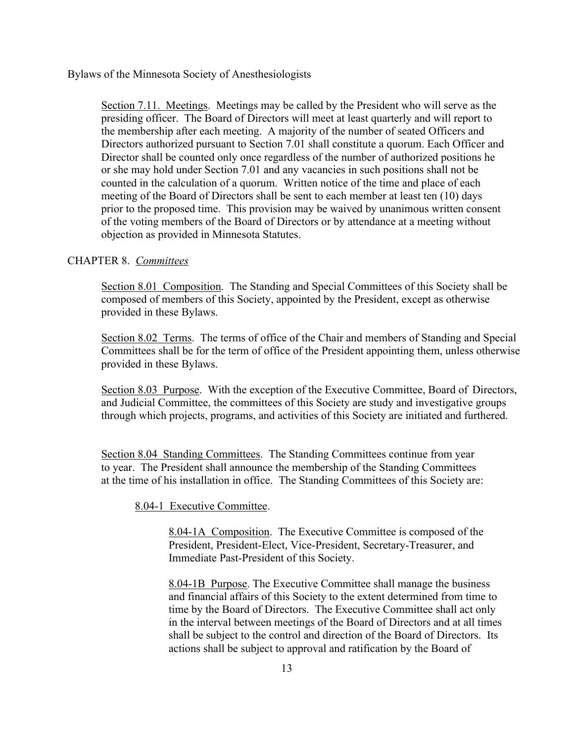Section 7.11. Meetings. Meetings may be called by the President who will serve as the presiding officer. The Board of Directors will meet at least quarterly and will report to the membership after each meeting. A majority of the number of seated Officers and Directors authorized pursuant to Section 7.01 shall constitute a quorum. Each Officer and Director shall be counted only once regardless of the number of authorized positions he or she may hold under Section 7.01 and any vacancies in such positions shall not be counted in the calculation of a quorum. Written notice of the time and place of each meeting of the Board of Directors shall be sent to each member at least ten (10) days prior to the proposed time. This provision may be waived by unanimous written consent of the voting members of the Board of Directors or by attendance at a meeting without objection as provided in Minnesota Statutes.

## CHAPTER 8. *Committees*

Section 8.01 Composition. The Standing and Special Committees of this Society shall be composed of members of this Society, appointed by the President, except as otherwise provided in these Bylaws.

Section 8.02 Terms. The terms of office of the Chair and members of Standing and Special Committees shall be for the term of office of the President appointing them, unless otherwise provided in these Bylaws.

Section 8.03 Purpose. With the exception of the Executive Committee, Board of Directors, and Judicial Committee, the committees of this Society are study and investigative groups through which projects, programs, and activities of this Society are initiated and furthered.

Section 8.04 Standing Committees. The Standing Committees continue from year to year. The President shall announce the membership of the Standing Committees at the time of his installation in office. The Standing Committees of this Society are:

8.04-1 Executive Committee.

8.04-1A Composition. The Executive Committee is composed of the President, President-Elect, Vice-President, Secretary-Treasurer, and Immediate Past-President of this Society.

8.04-1B Purpose. The Executive Committee shall manage the business and financial affairs of this Society to the extent determined from time to time by the Board of Directors. The Executive Committee shall act only in the interval between meetings of the Board of Directors and at all times shall be subject to the control and direction of the Board of Directors. Its actions shall be subject to approval and ratification by the Board of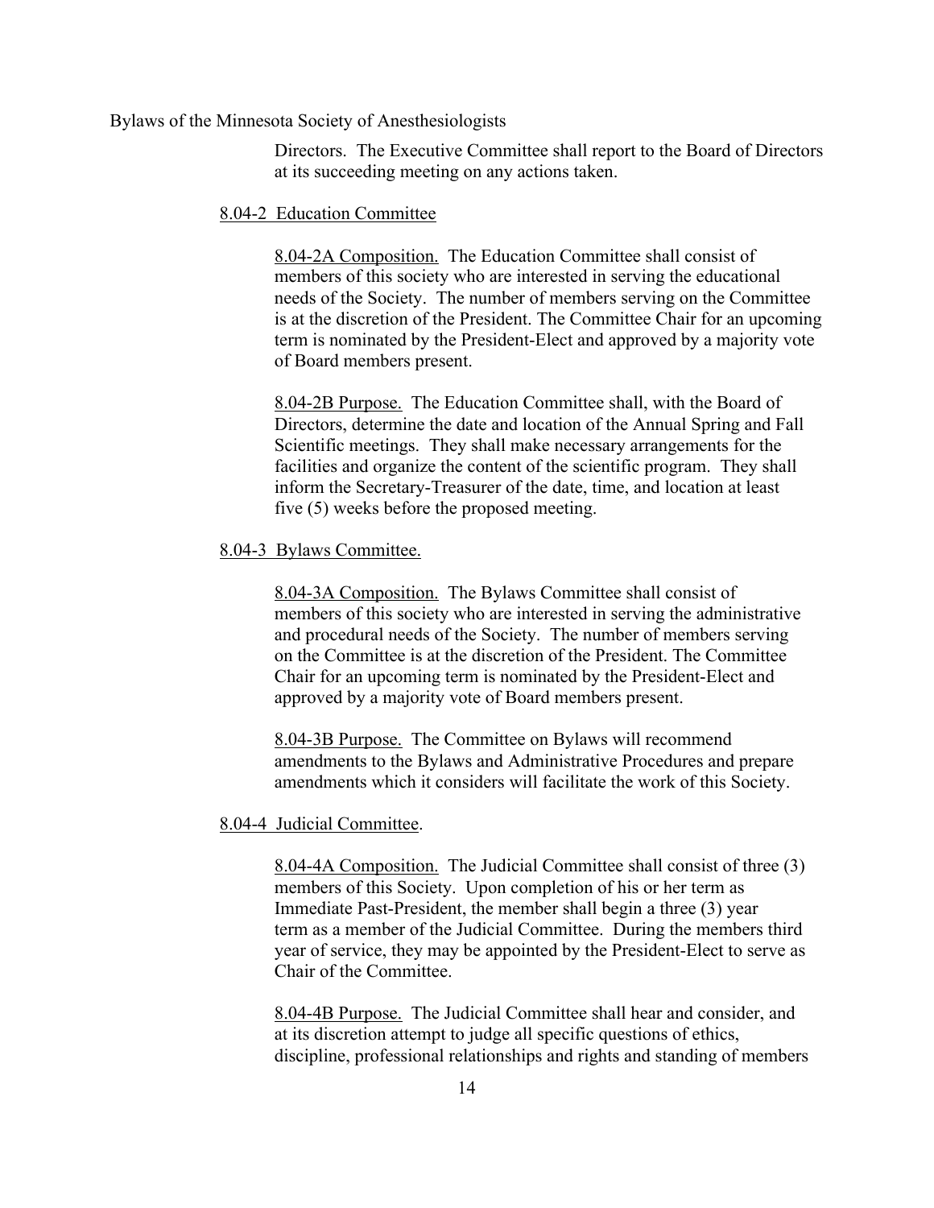Directors. The Executive Committee shall report to the Board of Directors at its succeeding meeting on any actions taken.

8.04-2 Education Committee

8.04-2A Composition. The Education Committee shall consist of members of this society who are interested in serving the educational needs of the Society. The number of members serving on the Committee is at the discretion of the President. The Committee Chair for an upcoming term is nominated by the President-Elect and approved by a majority vote of Board members present.

8.04-2B Purpose. The Education Committee shall, with the Board of Directors, determine the date and location of the Annual Spring and Fall Scientific meetings. They shall make necessary arrangements for the facilities and organize the content of the scientific program. They shall inform the Secretary-Treasurer of the date, time, and location at least five (5) weeks before the proposed meeting.

8.04-3 Bylaws Committee.

8.04-3A Composition. The Bylaws Committee shall consist of members of this society who are interested in serving the administrative and procedural needs of the Society. The number of members serving on the Committee is at the discretion of the President. The Committee Chair for an upcoming term is nominated by the President-Elect and approved by a majority vote of Board members present.

8.04-3B Purpose. The Committee on Bylaws will recommend amendments to the Bylaws and Administrative Procedures and prepare amendments which it considers will facilitate the work of this Society.

8.04-4 Judicial Committee.

8.04-4A Composition. The Judicial Committee shall consist of three (3) members of this Society. Upon completion of his or her term as Immediate Past-President, the member shall begin a three (3) year term as a member of the Judicial Committee. During the members third year of service, they may be appointed by the President-Elect to serve as Chair of the Committee.

8.04-4B Purpose. The Judicial Committee shall hear and consider, and at its discretion attempt to judge all specific questions of ethics, discipline, professional relationships and rights and standing of members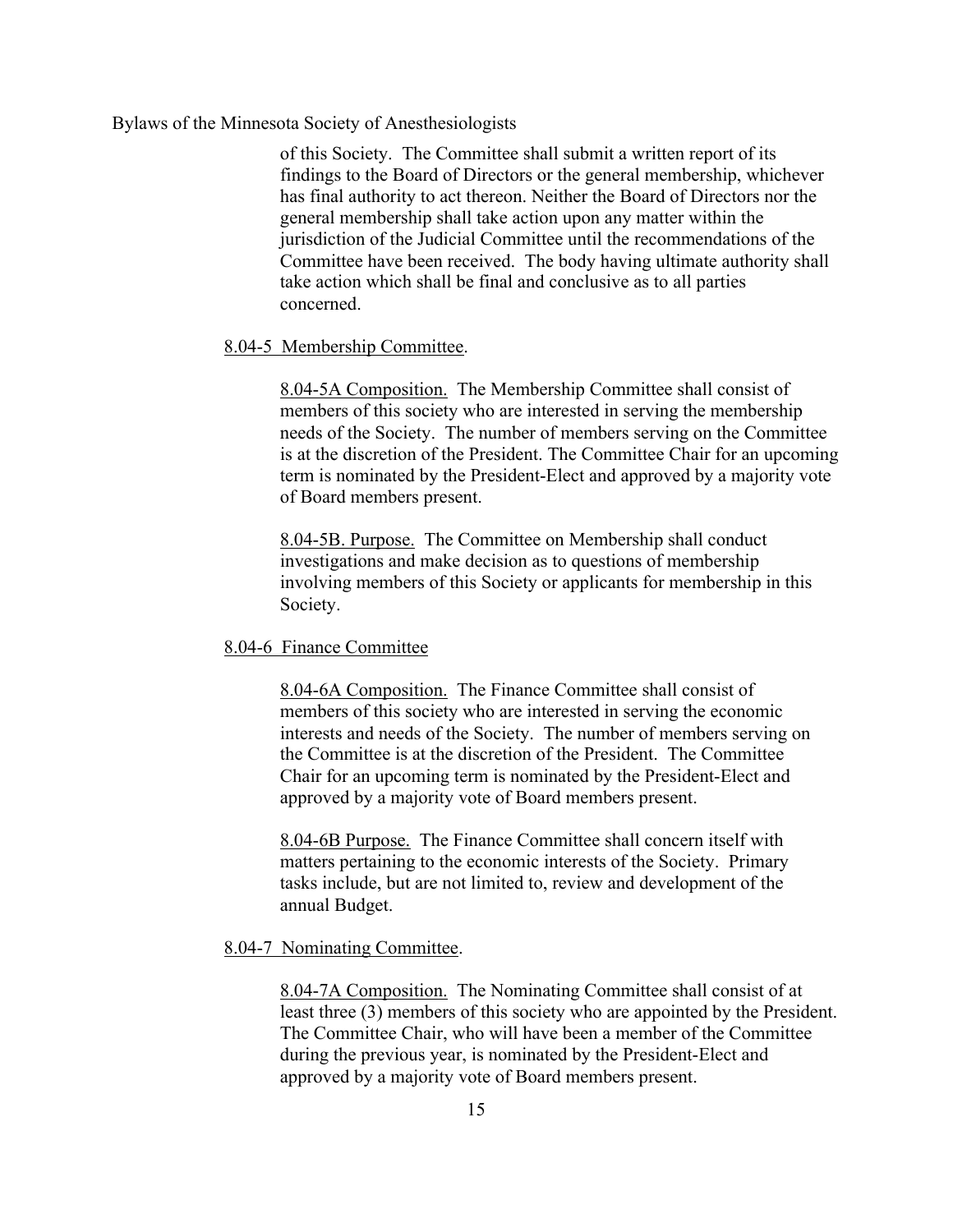of this Society. The Committee shall submit a written report of its findings to the Board of Directors or the general membership, whichever has final authority to act thereon. Neither the Board of Directors nor the general membership shall take action upon any matter within the jurisdiction of the Judicial Committee until the recommendations of the Committee have been received. The body having ultimate authority shall take action which shall be final and conclusive as to all parties concerned.

8.04-5 Membership Committee.

8.04-5A Composition. The Membership Committee shall consist of members of this society who are interested in serving the membership needs of the Society. The number of members serving on the Committee is at the discretion of the President. The Committee Chair for an upcoming term is nominated by the President-Elect and approved by a majority vote of Board members present.

8.04-5B. Purpose. The Committee on Membership shall conduct investigations and make decision as to questions of membership involving members of this Society or applicants for membership in this Society.

8.04-6 Finance Committee

8.04-6A Composition. The Finance Committee shall consist of members of this society who are interested in serving the economic interests and needs of the Society. The number of members serving on the Committee is at the discretion of the President. The Committee Chair for an upcoming term is nominated by the President-Elect and approved by a majority vote of Board members present.

8.04-6B Purpose. The Finance Committee shall concern itself with matters pertaining to the economic interests of the Society. Primary tasks include, but are not limited to, review and development of the annual Budget.

8.04-7 Nominating Committee.

8.04-7A Composition. The Nominating Committee shall consist of at least three (3) members of this society who are appointed by the President. The Committee Chair, who will have been a member of the Committee during the previous year, is nominated by the President-Elect and approved by a majority vote of Board members present.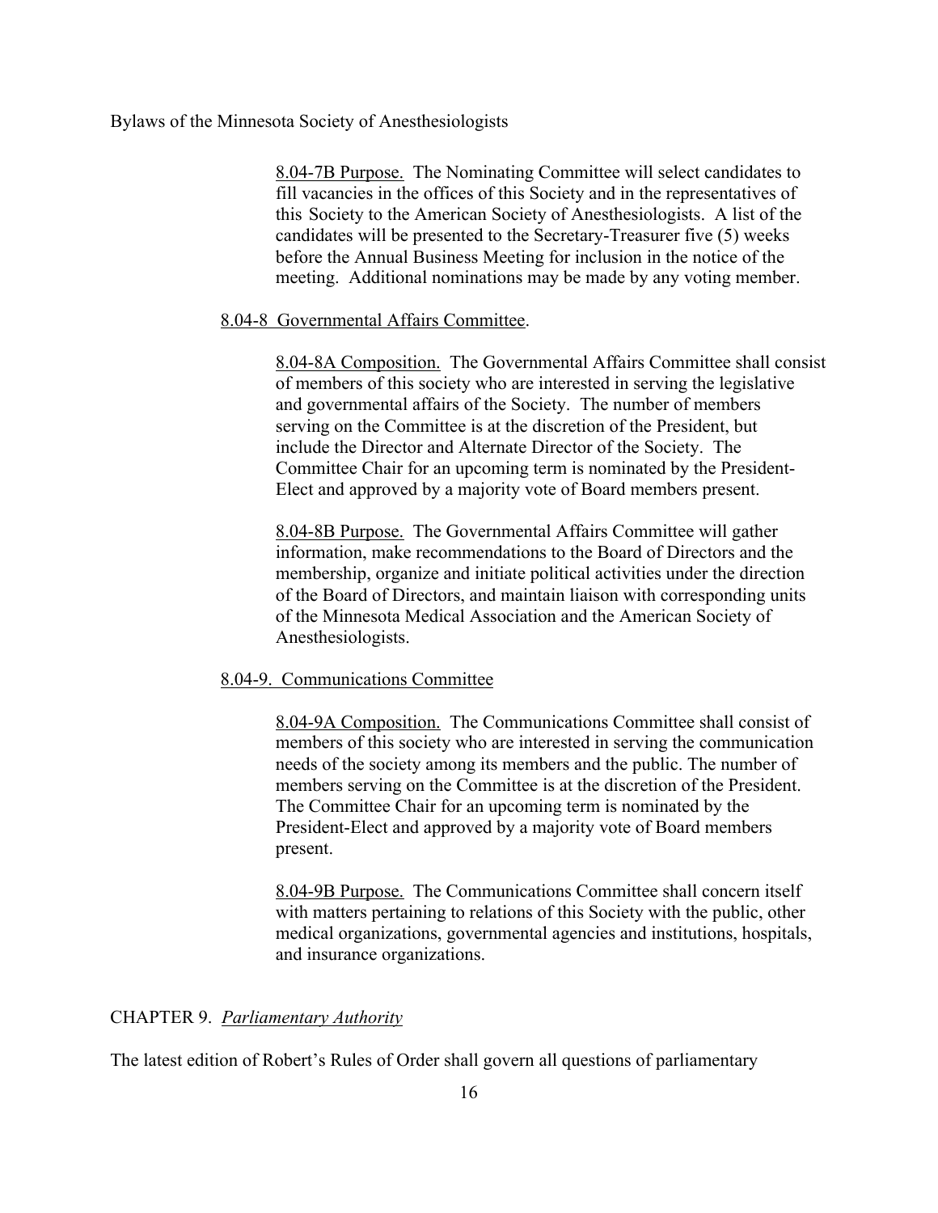8.04-7B Purpose. The Nominating Committee will select candidates to fill vacancies in the offices of this Society and in the representatives of this Society to the American Society of Anesthesiologists. A list of the candidates will be presented to the Secretary-Treasurer five (5) weeks before the Annual Business Meeting for inclusion in the notice of the meeting. Additional nominations may be made by any voting member.

8.04-8 Governmental Affairs Committee.

8.04-8A Composition. The Governmental Affairs Committee shall consist of members of this society who are interested in serving the legislative and governmental affairs of the Society. The number of members serving on the Committee is at the discretion of the President, but include the Director and Alternate Director of the Society. The Committee Chair for an upcoming term is nominated by the President-Elect and approved by a majority vote of Board members present.

8.04-8B Purpose. The Governmental Affairs Committee will gather information, make recommendations to the Board of Directors and the membership, organize and initiate political activities under the direction of the Board of Directors, and maintain liaison with corresponding units of the Minnesota Medical Association and the American Society of Anesthesiologists.

8.04-9. Communications Committee

8.04-9A Composition. The Communications Committee shall consist of members of this society who are interested in serving the communication needs of the society among its members and the public. The number of members serving on the Committee is at the discretion of the President. The Committee Chair for an upcoming term is nominated by the President-Elect and approved by a majority vote of Board members present.

8.04-9B Purpose. The Communications Committee shall concern itself with matters pertaining to relations of this Society with the public, other medical organizations, governmental agencies and institutions, hospitals, and insurance organizations.

## CHAPTER 9. *Parliamentary Authority*

The latest edition of Robert's Rules of Order shall govern all questions of parliamentary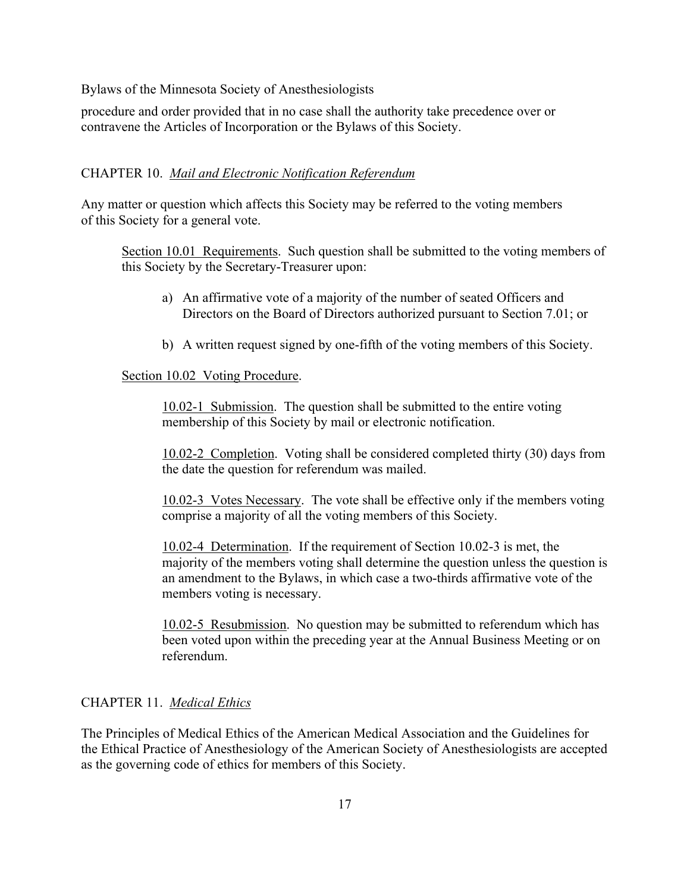procedure and order provided that in no case shall the authority take precedence over or contravene the Articles of Incorporation or the Bylaws of this Society.

## CHAPTER 10. *Mail and Electronic Notification Referendum*

Any matter or question which affects this Society may be referred to the voting members of this Society for a general vote.

Section 10.01 Requirements. Such question shall be submitted to the voting members of this Society by the Secretary-Treasurer upon:

a) An affirmative vote of a majority of the number of seated Officers and Directors on the Board of Directors authorized pursuant to Section 7.01; or

b) A written request signed by one-fifth of the voting members of this Society.

Section 10.02 Voting Procedure.

10.02-1 Submission. The question shall be submitted to the entire voting membership of this Society by mail or electronic notification.

10.02-2 Completion. Voting shall be considered completed thirty (30) days from the date the question for referendum was mailed.

10.02-3 Votes Necessary. The vote shall be effective only if the members voting comprise a majority of all the voting members of this Society.

10.02-4 Determination. If the requirement of Section 10.02-3 is met, the majority of the members voting shall determine the question unless the question is an amendment to the Bylaws, in which case a two-thirds affirmative vote of the members voting is necessary.

10.02-5 Resubmission. No question may be submitted to referendum which has been voted upon within the preceding year at the Annual Business Meeting or on referendum.

## CHAPTER 11. *Medical Ethics*

The Principles of Medical Ethics of the American Medical Association and the Guidelines for the Ethical Practice of Anesthesiology of the American Society of Anesthesiologists are accepted as the governing code of ethics for members of this Society.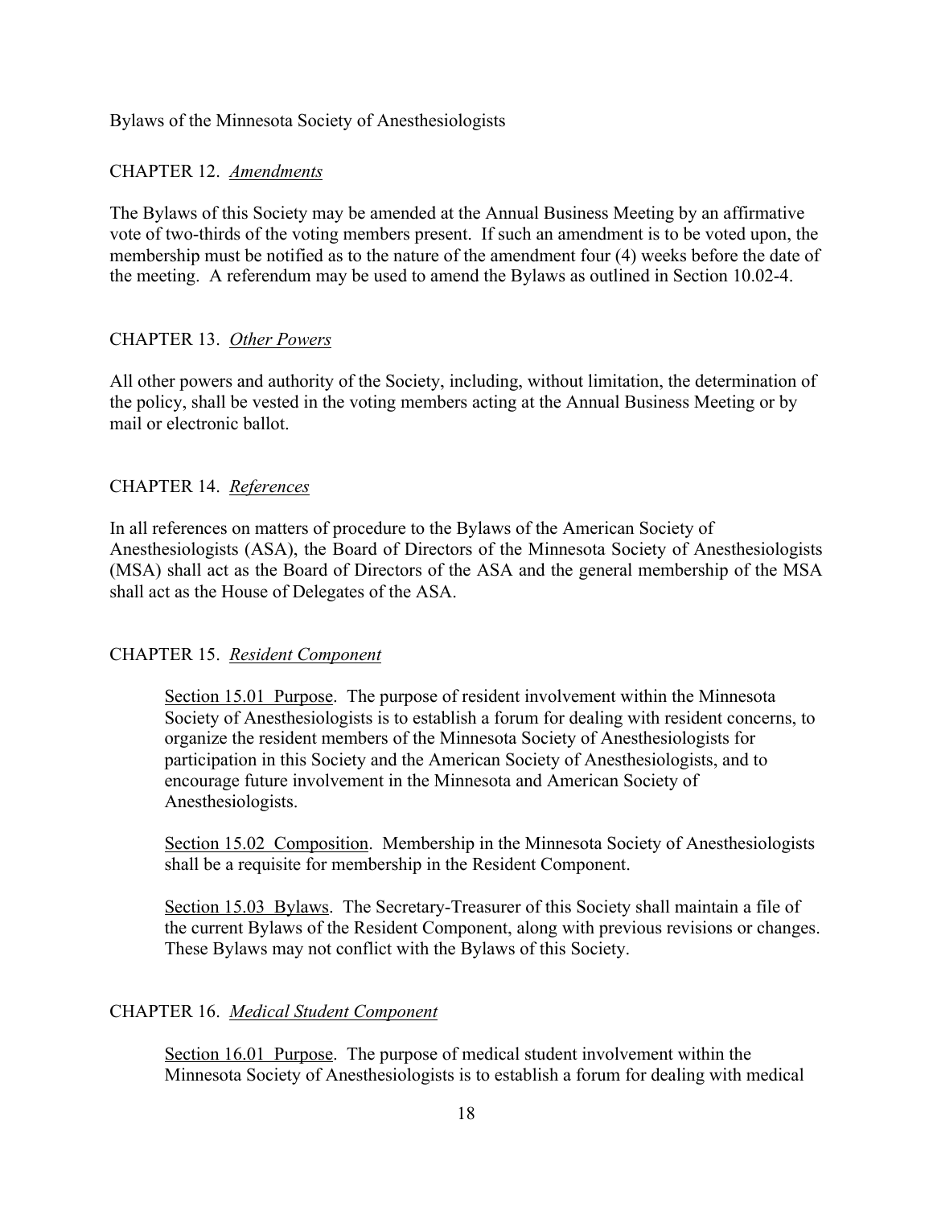Bylaws of the Minnesota Society of Anesthesiologists

## CHAPTER 12. *Amendments*

The Bylaws of this Society may be amended at the Annual Business Meeting by an affirmative vote of two-thirds of the voting members present. If such an amendment is to be voted upon, the membership must be notified as to the nature of the amendment four (4) weeks before the date of the meeting. A referendum may be used to amend the Bylaws as outlined in Section 10.02-4.

## CHAPTER 13. *Other Powers*

All other powers and authority of the Society, including, without limitation, the determination of the policy, shall be vested in the voting members acting at the Annual Business Meeting or by mail or electronic ballot.

## CHAPTER 14. *References*

In all references on matters of procedure to the Bylaws of the American Society of Anesthesiologists (ASA), the Board of Directors of the Minnesota Society of Anesthesiologists (MSA) shall act as the Board of Directors of the ASA and the general membership of the MSA shall act as the House of Delegates of the ASA.

## CHAPTER 15. *Resident Component*

Section 15.01 Purpose. The purpose of resident involvement within the Minnesota Society of Anesthesiologists is to establish a forum for dealing with resident concerns, to organize the resident members of the Minnesota Society of Anesthesiologists for participation in this Society and the American Society of Anesthesiologists, and to encourage future involvement in the Minnesota and American Society of Anesthesiologists.

Section 15.02 Composition. Membership in the Minnesota Society of Anesthesiologists shall be a requisite for membership in the Resident Component.

Section 15.03 Bylaws. The Secretary-Treasurer of this Society shall maintain a file of the current Bylaws of the Resident Component, along with previous revisions or changes. These Bylaws may not conflict with the Bylaws of this Society.

## CHAPTER 16. *Medical Student Component*

Section 16.01 Purpose. The purpose of medical student involvement within the Minnesota Society of Anesthesiologists is to establish a forum for dealing with medical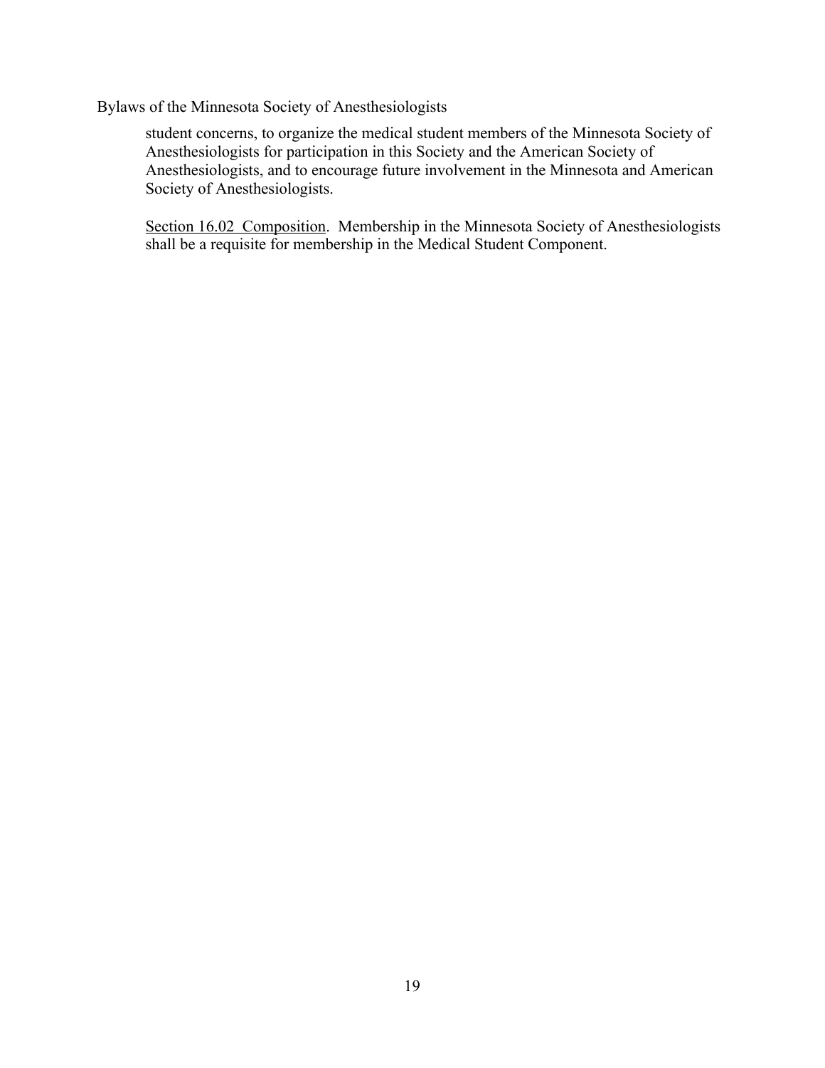student concerns, to organize the medical student members of the Minnesota Society of Anesthesiologists for participation in this Society and the American Society of Anesthesiologists, and to encourage future involvement in the Minnesota and American Society of Anesthesiologists.

<u>Section 16.02 Composition</u>. Membership in the Minnesota Society of Anesthesiologists shall be a requisite for membership in the Medical Student Component.